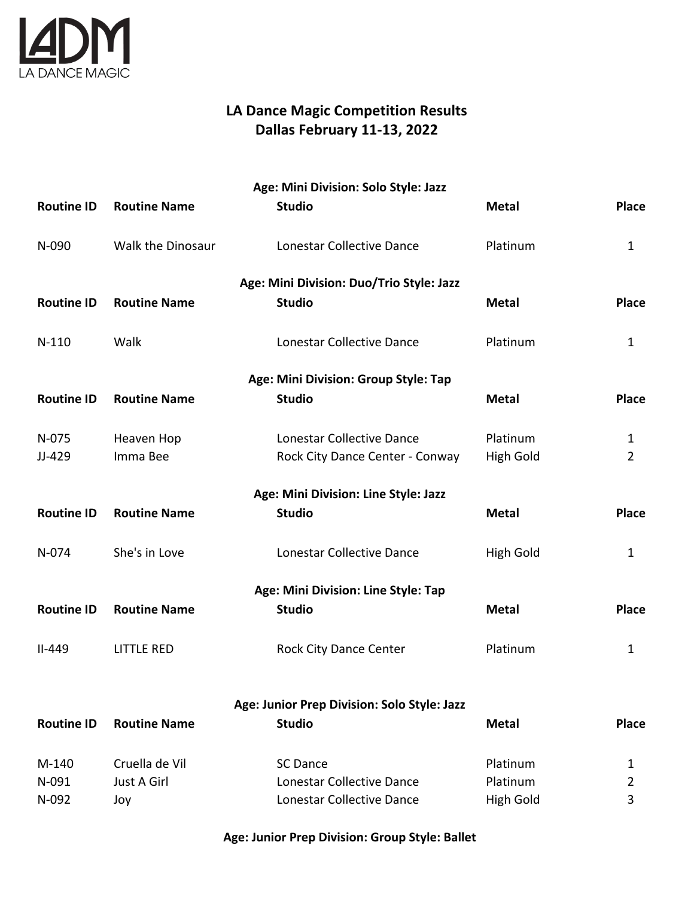LADM
LA DANCE MAGIC

# LA Dance Magic Competition Results
## Dallas February 11-13, 2022

### Age: Mini Division: Solo Style: Jazz

| Routine ID | Routine Name | Studio | Metal | Place |
|---|---|---|---|---|
| N-090 | Walk the Dinosaur | Lonestar Collective Dance | Platinum | 1 |

### Age: Mini Division: Duo/Trio Style: Jazz

| Routine ID | Routine Name | Studio | Metal | Place |
|---|---|---|---|---|
| N-110 | Walk | Lonestar Collective Dance | Platinum | 1 |

### Age: Mini Division: Group Style: Tap

| Routine ID | Routine Name | Studio | Metal | Place |
|---|---|---|---|---|
| N-075 | Heaven Hop | Lonestar Collective Dance | Platinum | 1 |
| JJ-429 | Imma Bee | Rock City Dance Center - Conway | High Gold | 2 |

### Age: Mini Division: Line Style: Jazz

| Routine ID | Routine Name | Studio | Metal | Place |
|---|---|---|---|---|
| N-074 | She's in Love | Lonestar Collective Dance | High Gold | 1 |

### Age: Mini Division: Line Style: Tap

| Routine ID | Routine Name | Studio | Metal | Place |
|---|---|---|---|---|
| II-449 | LITTLE RED | Rock City Dance Center | Platinum | 1 |

### Age: Junior Prep Division: Solo Style: Jazz

| Routine ID | Routine Name | Studio | Metal | Place |
|---|---|---|---|---|
| M-140 | Cruella de Vil | SC Dance | Platinum | 1 |
| N-091 | Just A Girl | Lonestar Collective Dance | Platinum | 2 |
| N-092 | Joy | Lonestar Collective Dance | High Gold | 3 |

### Age: Junior Prep Division: Group Style: Ballet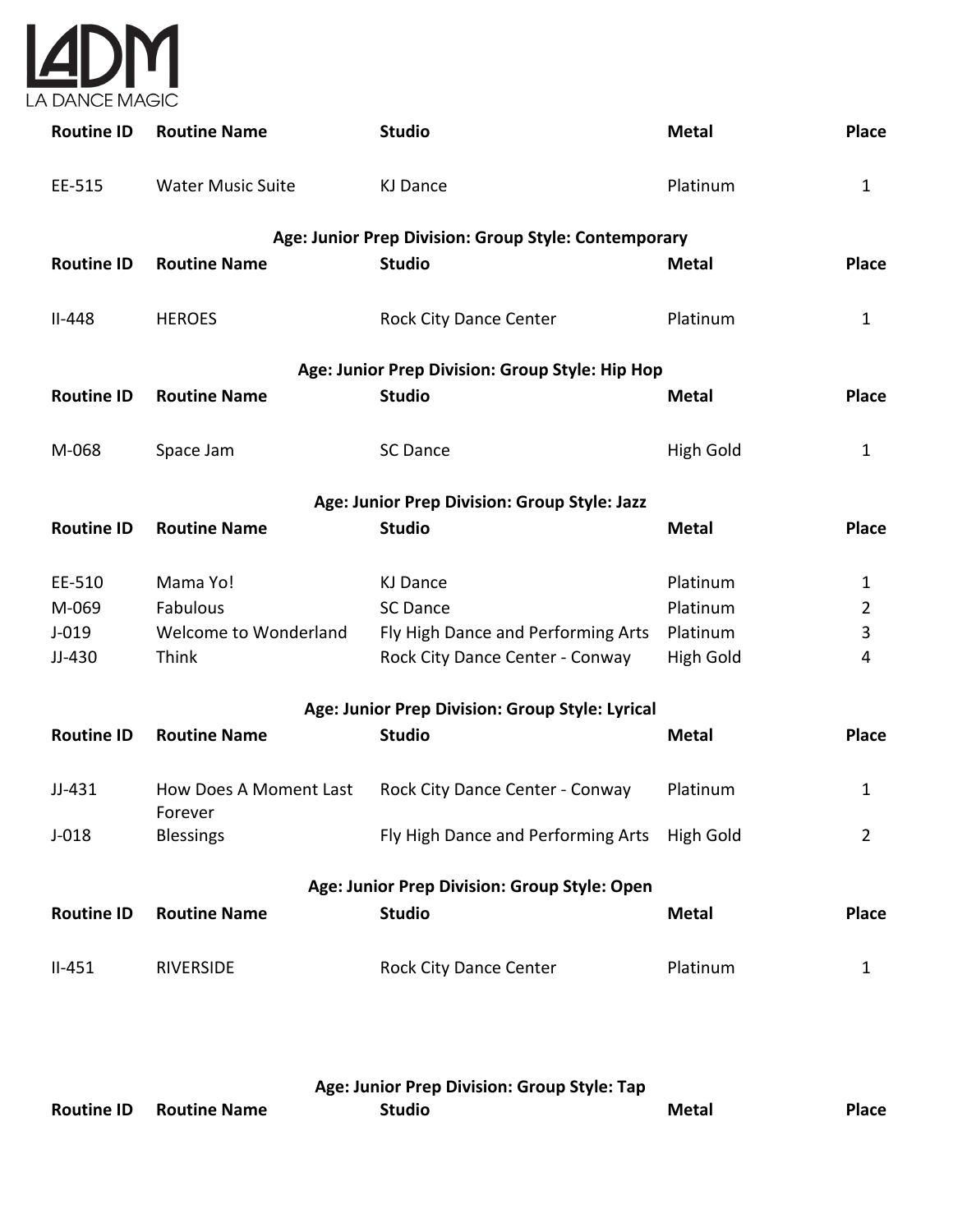LA DANCE MAGIC

| Routine ID | Routine Name | Studio | Metal | Place |
|---|---|---|---|---|
| EE-515 | Water Music Suite | KJ Dance | Platinum | 1 |

**Age: Junior Prep Division: Group Style: Contemporary**

| Routine ID | Routine Name | Studio | Metal | Place |
|---|---|---|---|---|
| II-448 | HEROES | Rock City Dance Center | Platinum | 1 |

**Age: Junior Prep Division: Group Style: Hip Hop**

| Routine ID | Routine Name | Studio | Metal | Place |
|---|---|---|---|---|
| M-068 | Space Jam | SC Dance | High Gold | 1 |

**Age: Junior Prep Division: Group Style: Jazz**

| Routine ID | Routine Name | Studio | Metal | Place |
|---|---|---|---|---|
| EE-510 | Mama Yo! | KJ Dance | Platinum | 1 |
| M-069 | Fabulous | SC Dance | Platinum | 2 |
| J-019 | Welcome to Wonderland | Fly High Dance and Performing Arts | Platinum | 3 |
| JJ-430 | Think | Rock City Dance Center - Conway | High Gold | 4 |

**Age: Junior Prep Division: Group Style: Lyrical**

| Routine ID | Routine Name | Studio | Metal | Place |
|---|---|---|---|---|
| JJ-431 | How Does A Moment Last Forever | Rock City Dance Center - Conway | Platinum | 1 |
| J-018 | Blessings | Fly High Dance and Performing Arts | High Gold | 2 |

**Age: Junior Prep Division: Group Style: Open**

| Routine ID | Routine Name | Studio | Metal | Place |
|---|---|---|---|---|
| II-451 | RIVERSIDE | Rock City Dance Center | Platinum | 1 |

**Age: Junior Prep Division: Group Style: Tap**

| Routine ID | Routine Name | Studio | Metal | Place |
|---|---|---|---|---|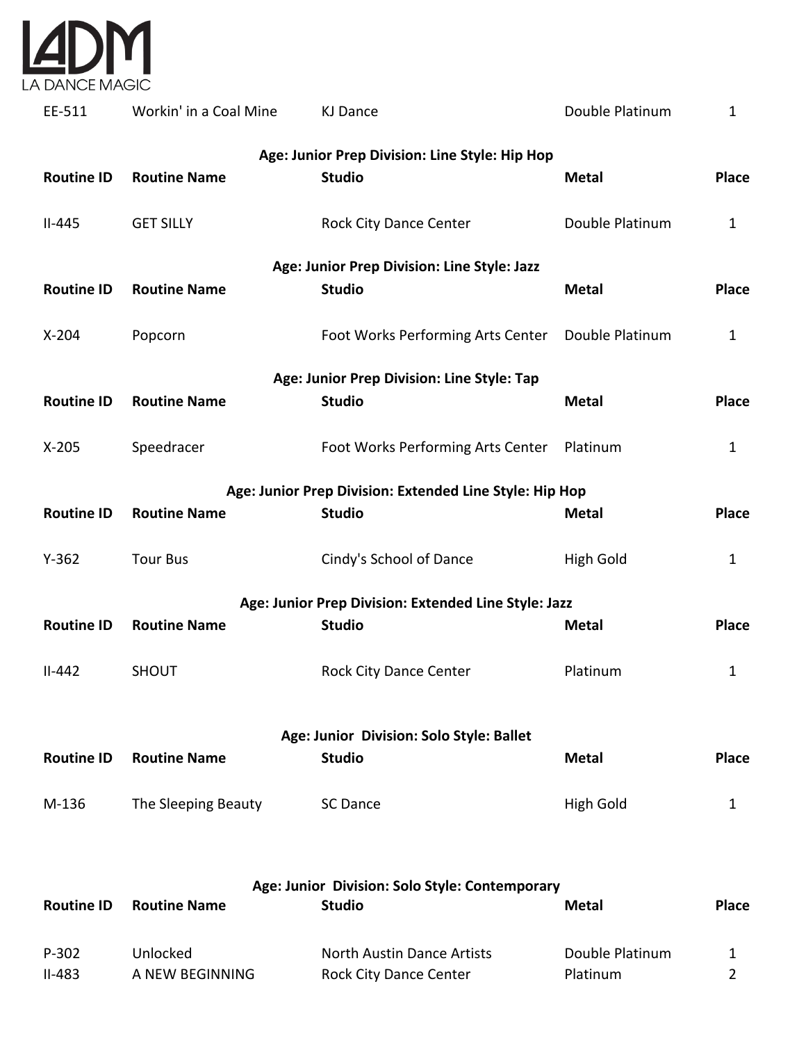| Routine ID | Routine Name | Studio | Metal | Place |
|---|---|---|---|---|
| EE-511 | Workin' in a Coal Mine | KJ Dance | Double Platinum | 1 |

**Age: Junior Prep Division: Line Style: Hip Hop**

| Routine ID | Routine Name | Studio | Metal | Place |
|---|---|---|---|---|
| II-445 | GET SILLY | Rock City Dance Center | Double Platinum | 1 |

**Age: Junior Prep Division: Line Style: Jazz**

| Routine ID | Routine Name | Studio | Metal | Place |
|---|---|---|---|---|
| X-204 | Popcorn | Foot Works Performing Arts Center | Double Platinum | 1 |

**Age: Junior Prep Division: Line Style: Tap**

| Routine ID | Routine Name | Studio | Metal | Place |
|---|---|---|---|---|
| X-205 | Speedracer | Foot Works Performing Arts Center | Platinum | 1 |

**Age: Junior Prep Division: Extended Line Style: Hip Hop**

| Routine ID | Routine Name | Studio | Metal | Place |
|---|---|---|---|---|
| Y-362 | Tour Bus | Cindy's School of Dance | High Gold | 1 |

**Age: Junior Prep Division: Extended Line Style: Jazz**

| Routine ID | Routine Name | Studio | Metal | Place |
|---|---|---|---|---|
| II-442 | SHOUT | Rock City Dance Center | Platinum | 1 |

**Age: Junior Division: Solo Style: Ballet**

| Routine ID | Routine Name | Studio | Metal | Place |
|---|---|---|---|---|
| M-136 | The Sleeping Beauty | SC Dance | High Gold | 1 |

**Age: Junior Division: Solo Style: Contemporary**

| Routine ID | Routine Name | Studio | Metal | Place |
|---|---|---|---|---|
| P-302 | Unlocked | North Austin Dance Artists | Double Platinum | 1 |
| II-483 | A NEW BEGINNING | Rock City Dance Center | Platinum | 2 |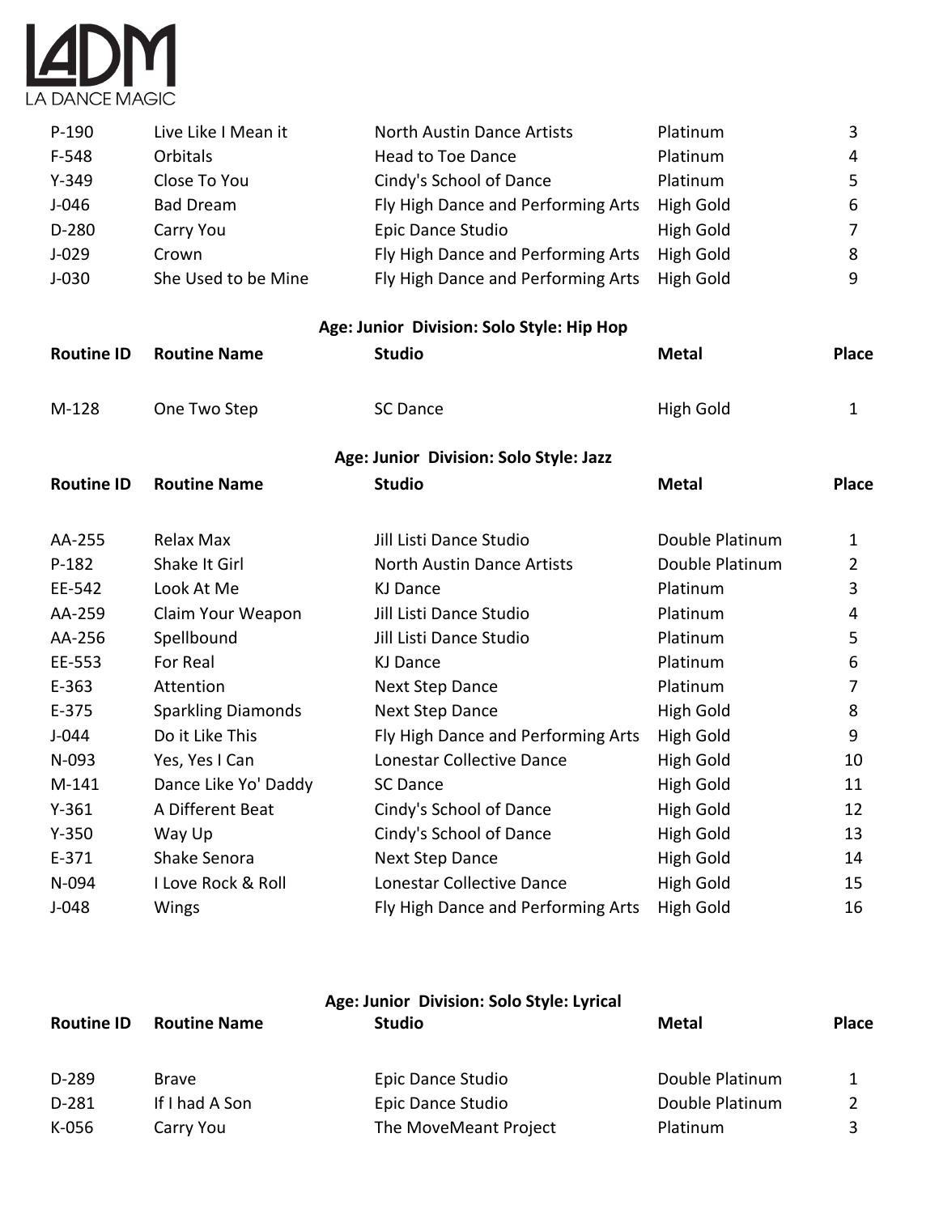| Routine ID | Routine Name | Studio | Metal | Place |
|---|---|---|---|---|
| P-190 | Live Like I Mean it | North Austin Dance Artists | Platinum | 3 |
| F-548 | Orbitals | Head to Toe Dance | Platinum | 4 |
| Y-349 | Close To You | Cindy's School of Dance | Platinum | 5 |
| J-046 | Bad Dream | Fly High Dance and Performing Arts | High Gold | 6 |
| D-280 | Carry You | Epic Dance Studio | High Gold | 7 |
| J-029 | Crown | Fly High Dance and Performing Arts | High Gold | 8 |
| J-030 | She Used to be Mine | Fly High Dance and Performing Arts | High Gold | 9 |

### Age: Junior Division: Solo Style: Hip Hop

| Routine ID | Routine Name | Studio | Metal | Place |
|---|---|---|---|---|
| M-128 | One Two Step | SC Dance | High Gold | 1 |

### Age: Junior Division: Solo Style: Jazz

| Routine ID | Routine Name | Studio | Metal | Place |
|---|---|---|---|---|
| AA-255 | Relax Max | Jill Listi Dance Studio | Double Platinum | 1 |
| P-182 | Shake It Girl | North Austin Dance Artists | Double Platinum | 2 |
| EE-542 | Look At Me | KJ Dance | Platinum | 3 |
| AA-259 | Claim Your Weapon | Jill Listi Dance Studio | Platinum | 4 |
| AA-256 | Spellbound | Jill Listi Dance Studio | Platinum | 5 |
| EE-553 | For Real | KJ Dance | Platinum | 6 |
| E-363 | Attention | Next Step Dance | Platinum | 7 |
| E-375 | Sparkling Diamonds | Next Step Dance | High Gold | 8 |
| J-044 | Do it Like This | Fly High Dance and Performing Arts | High Gold | 9 |
| N-093 | Yes, Yes I Can | Lonestar Collective Dance | High Gold | 10 |
| M-141 | Dance Like Yo' Daddy | SC Dance | High Gold | 11 |
| Y-361 | A Different Beat | Cindy's School of Dance | High Gold | 12 |
| Y-350 | Way Up | Cindy's School of Dance | High Gold | 13 |
| E-371 | Shake Senora | Next Step Dance | High Gold | 14 |
| N-094 | I Love Rock & Roll | Lonestar Collective Dance | High Gold | 15 |
| J-048 | Wings | Fly High Dance and Performing Arts | High Gold | 16 |

### Age: Junior Division: Solo Style: Lyrical

| Routine ID | Routine Name | Studio | Metal | Place |
|---|---|---|---|---|
| D-289 | Brave | Epic Dance Studio | Double Platinum | 1 |
| D-281 | If I had A Son | Epic Dance Studio | Double Platinum | 2 |
| K-056 | Carry You | The MoveMeant Project | Platinum | 3 |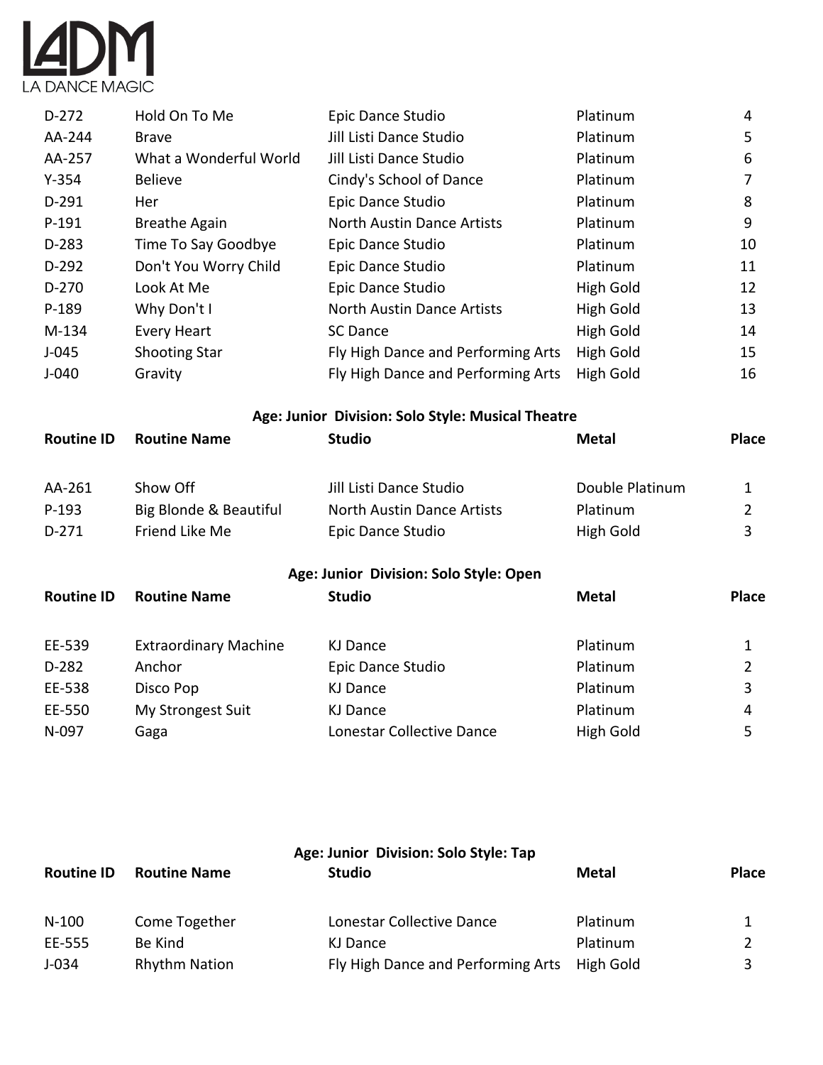| | | | | |
|---|---|---|---|---|
| D-272 | Hold On To Me | Epic Dance Studio | Platinum | 4 |
| AA-244 | Brave | Jill Listi Dance Studio | Platinum | 5 |
| AA-257 | What a Wonderful World | Jill Listi Dance Studio | Platinum | 6 |
| Y-354 | Believe | Cindy's School of Dance | Platinum | 7 |
| D-291 | Her | Epic Dance Studio | Platinum | 8 |
| P-191 | Breathe Again | North Austin Dance Artists | Platinum | 9 |
| D-283 | Time To Say Goodbye | Epic Dance Studio | Platinum | 10 |
| D-292 | Don't You Worry Child | Epic Dance Studio | Platinum | 11 |
| D-270 | Look At Me | Epic Dance Studio | High Gold | 12 |
| P-189 | Why Don't I | North Austin Dance Artists | High Gold | 13 |
| M-134 | Every Heart | SC Dance | High Gold | 14 |
| J-045 | Shooting Star | Fly High Dance and Performing Arts | High Gold | 15 |
| J-040 | Gravity | Fly High Dance and Performing Arts | High Gold | 16 |

**Age: Junior Division: Solo Style: Musical Theatre**

| Routine ID | Routine Name | Studio | Metal | Place |
|---|---|---|---|---|
| AA-261 | Show Off | Jill Listi Dance Studio | Double Platinum | 1 |
| P-193 | Big Blonde & Beautiful | North Austin Dance Artists | Platinum | 2 |
| D-271 | Friend Like Me | Epic Dance Studio | High Gold | 3 |

**Age: Junior Division: Solo Style: Open**

| Routine ID | Routine Name | Studio | Metal | Place |
|---|---|---|---|---|
| EE-539 | Extraordinary Machine | KJ Dance | Platinum | 1 |
| D-282 | Anchor | Epic Dance Studio | Platinum | 2 |
| EE-538 | Disco Pop | KJ Dance | Platinum | 3 |
| EE-550 | My Strongest Suit | KJ Dance | Platinum | 4 |
| N-097 | Gaga | Lonestar Collective Dance | High Gold | 5 |

**Age: Junior Division: Solo Style: Tap**

| Routine ID | Routine Name | Studio | Metal | Place |
|---|---|---|---|---|
| N-100 | Come Together | Lonestar Collective Dance | Platinum | 1 |
| EE-555 | Be Kind | KJ Dance | Platinum | 2 |
| J-034 | Rhythm Nation | Fly High Dance and Performing Arts | High Gold | 3 |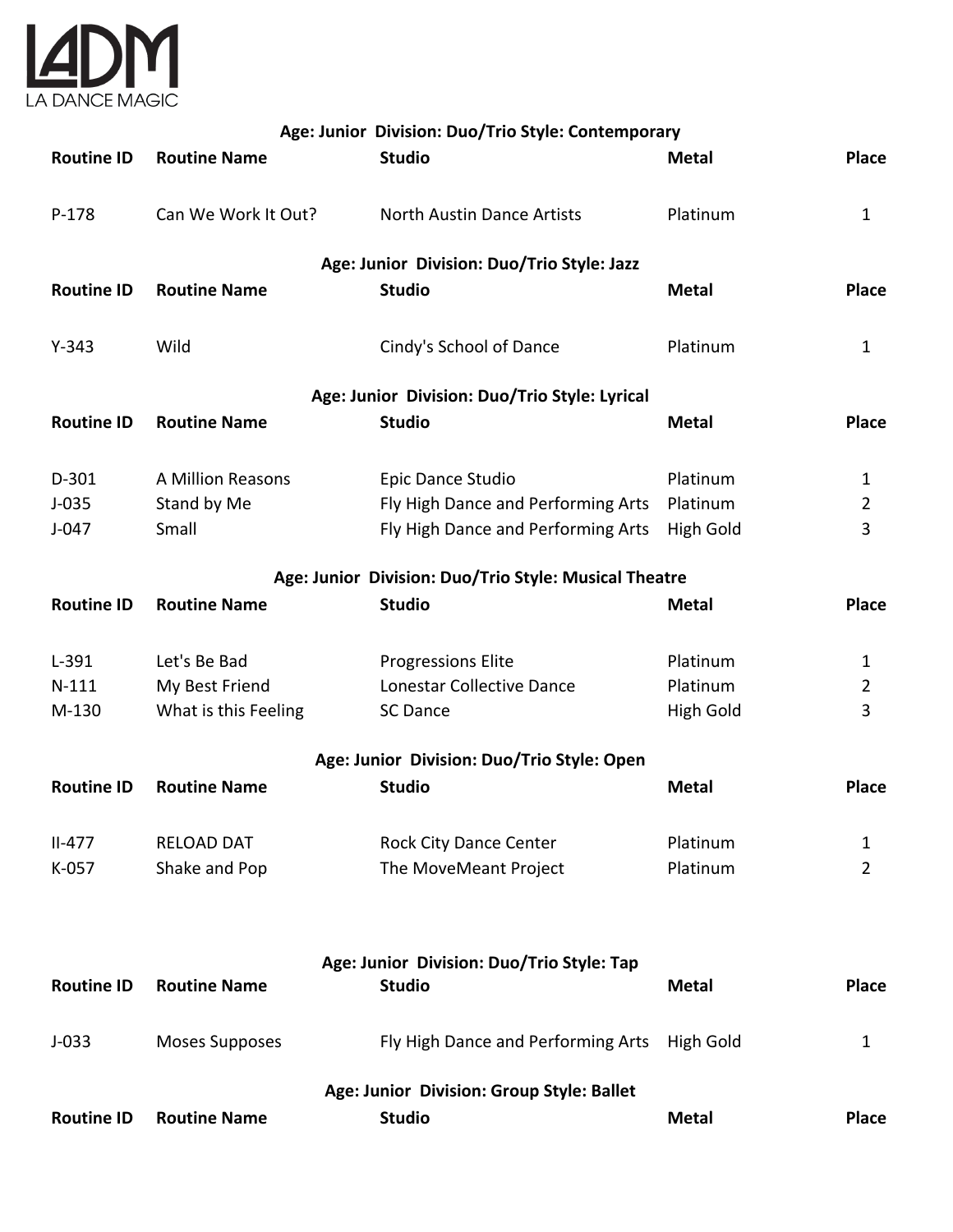### Age: Junior Division: Duo/Trio Style: Contemporary

| Routine ID | Routine Name | Studio | Metal | Place |
|---|---|---|---|---|
| P-178 | Can We Work It Out? | North Austin Dance Artists | Platinum | 1 |

### Age: Junior Division: Duo/Trio Style: Jazz

| Routine ID | Routine Name | Studio | Metal | Place |
|---|---|---|---|---|
| Y-343 | Wild | Cindy's School of Dance | Platinum | 1 |

### Age: Junior Division: Duo/Trio Style: Lyrical

| Routine ID | Routine Name | Studio | Metal | Place |
|---|---|---|---|---|
| D-301 | A Million Reasons | Epic Dance Studio | Platinum | 1 |
| J-035 | Stand by Me | Fly High Dance and Performing Arts | Platinum | 2 |
| J-047 | Small | Fly High Dance and Performing Arts | High Gold | 3 |

### Age: Junior Division: Duo/Trio Style: Musical Theatre

| Routine ID | Routine Name | Studio | Metal | Place |
|---|---|---|---|---|
| L-391 | Let's Be Bad | Progressions Elite | Platinum | 1 |
| N-111 | My Best Friend | Lonestar Collective Dance | Platinum | 2 |
| M-130 | What is this Feeling | SC Dance | High Gold | 3 |

### Age: Junior Division: Duo/Trio Style: Open

| Routine ID | Routine Name | Studio | Metal | Place |
|---|---|---|---|---|
| II-477 | RELOAD DAT | Rock City Dance Center | Platinum | 1 |
| K-057 | Shake and Pop | The MoveMeant Project | Platinum | 2 |

### Age: Junior Division: Duo/Trio Style: Tap

| Routine ID | Routine Name | Studio | Metal | Place |
|---|---|---|---|---|
| J-033 | Moses Supposes | Fly High Dance and Performing Arts | High Gold | 1 |

### Age: Junior Division: Group Style: Ballet

| Routine ID | Routine Name | Studio | Metal | Place |
|---|---|---|---|---|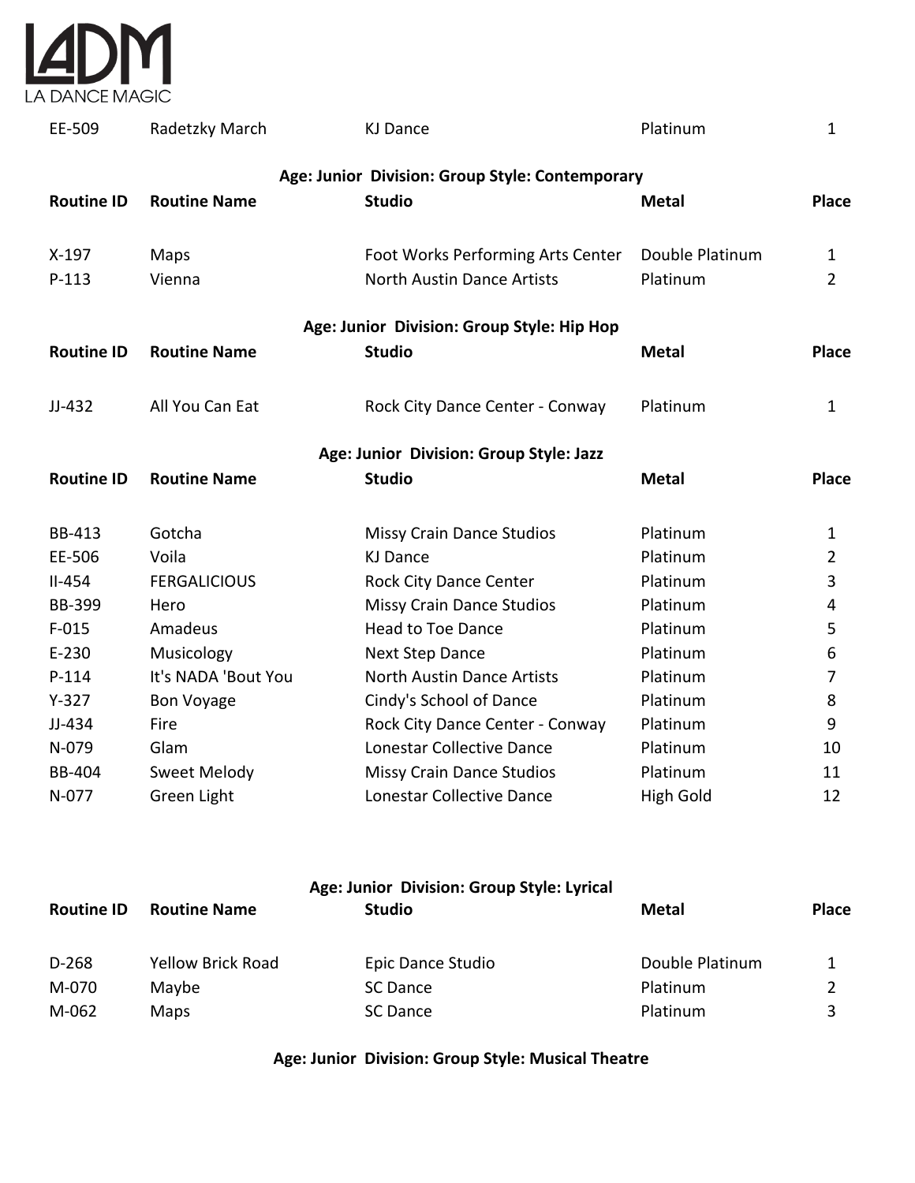| Routine ID | Routine Name | Studio | Metal | Place |
|---|---|---|---|---|
| EE-509 | Radetzky March | KJ Dance | Platinum | 1 |

**Age: Junior Division: Group Style: Contemporary**

| Routine ID | Routine Name | Studio | Metal | Place |
|---|---|---|---|---|
| X-197 | Maps | Foot Works Performing Arts Center | Double Platinum | 1 |
| P-113 | Vienna | North Austin Dance Artists | Platinum | 2 |

**Age: Junior Division: Group Style: Hip Hop**

| Routine ID | Routine Name | Studio | Metal | Place |
|---|---|---|---|---|
| JJ-432 | All You Can Eat | Rock City Dance Center - Conway | Platinum | 1 |

**Age: Junior Division: Group Style: Jazz**

| Routine ID | Routine Name | Studio | Metal | Place |
|---|---|---|---|---|
| BB-413 | Gotcha | Missy Crain Dance Studios | Platinum | 1 |
| EE-506 | Voila | KJ Dance | Platinum | 2 |
| II-454 | FERGALICIOUS | Rock City Dance Center | Platinum | 3 |
| BB-399 | Hero | Missy Crain Dance Studios | Platinum | 4 |
| F-015 | Amadeus | Head to Toe Dance | Platinum | 5 |
| E-230 | Musicology | Next Step Dance | Platinum | 6 |
| P-114 | It's NADA 'Bout You | North Austin Dance Artists | Platinum | 7 |
| Y-327 | Bon Voyage | Cindy's School of Dance | Platinum | 8 |
| JJ-434 | Fire | Rock City Dance Center - Conway | Platinum | 9 |
| N-079 | Glam | Lonestar Collective Dance | Platinum | 10 |
| BB-404 | Sweet Melody | Missy Crain Dance Studios | Platinum | 11 |
| N-077 | Green Light | Lonestar Collective Dance | High Gold | 12 |

**Age: Junior Division: Group Style: Lyrical**

| Routine ID | Routine Name | Studio | Metal | Place |
|---|---|---|---|---|
| D-268 | Yellow Brick Road | Epic Dance Studio | Double Platinum | 1 |
| M-070 | Maybe | SC Dance | Platinum | 2 |
| M-062 | Maps | SC Dance | Platinum | 3 |

**Age: Junior Division: Group Style: Musical Theatre**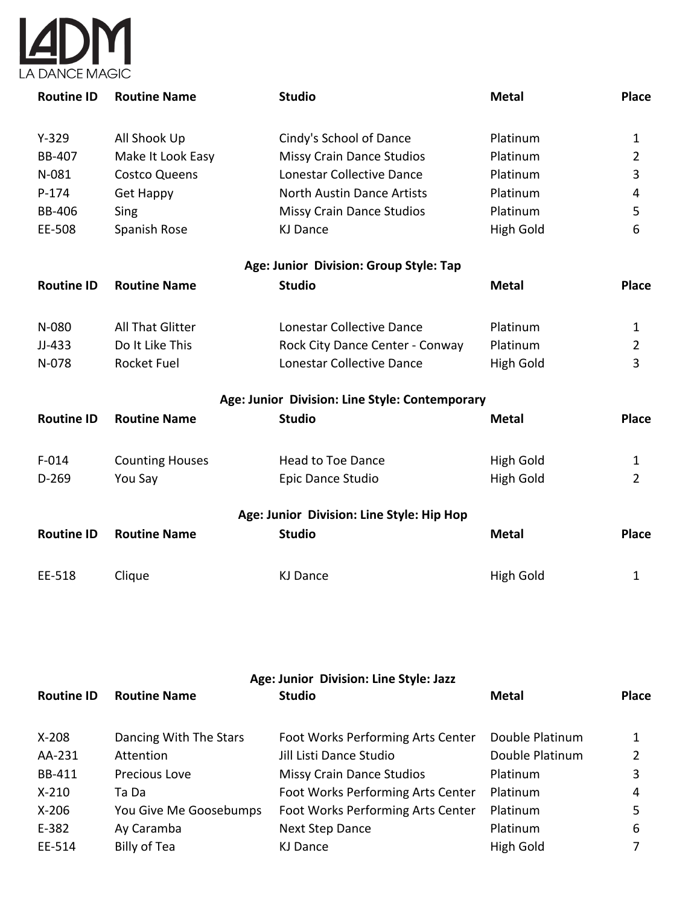| Routine ID | Routine Name | Studio | Metal | Place |
|---|---|---|---|---|
| Y-329 | All Shook Up | Cindy's School of Dance | Platinum | 1 |
| BB-407 | Make It Look Easy | Missy Crain Dance Studios | Platinum | 2 |
| N-081 | Costco Queens | Lonestar Collective Dance | Platinum | 3 |
| P-174 | Get Happy | North Austin Dance Artists | Platinum | 4 |
| BB-406 | Sing | Missy Crain Dance Studios | Platinum | 5 |
| EE-508 | Spanish Rose | KJ Dance | High Gold | 6 |

**Age: Junior Division: Group Style: Tap**

| Routine ID | Routine Name | Studio | Metal | Place |
|---|---|---|---|---|
| N-080 | All That Glitter | Lonestar Collective Dance | Platinum | 1 |
| JJ-433 | Do It Like This | Rock City Dance Center - Conway | Platinum | 2 |
| N-078 | Rocket Fuel | Lonestar Collective Dance | High Gold | 3 |

**Age: Junior Division: Line Style: Contemporary**

| Routine ID | Routine Name | Studio | Metal | Place |
|---|---|---|---|---|
| F-014 | Counting Houses | Head to Toe Dance | High Gold | 1 |
| D-269 | You Say | Epic Dance Studio | High Gold | 2 |

**Age: Junior Division: Line Style: Hip Hop**

| Routine ID | Routine Name | Studio | Metal | Place |
|---|---|---|---|---|
| EE-518 | Clique | KJ Dance | High Gold | 1 |

**Age: Junior Division: Line Style: Jazz**

| Routine ID | Routine Name | Studio | Metal | Place |
|---|---|---|---|---|
| X-208 | Dancing With The Stars | Foot Works Performing Arts Center | Double Platinum | 1 |
| AA-231 | Attention | Jill Listi Dance Studio | Double Platinum | 2 |
| BB-411 | Precious Love | Missy Crain Dance Studios | Platinum | 3 |
| X-210 | Ta Da | Foot Works Performing Arts Center | Platinum | 4 |
| X-206 | You Give Me Goosebumps | Foot Works Performing Arts Center | Platinum | 5 |
| E-382 | Ay Caramba | Next Step Dance | Platinum | 6 |
| EE-514 | Billy of Tea | KJ Dance | High Gold | 7 |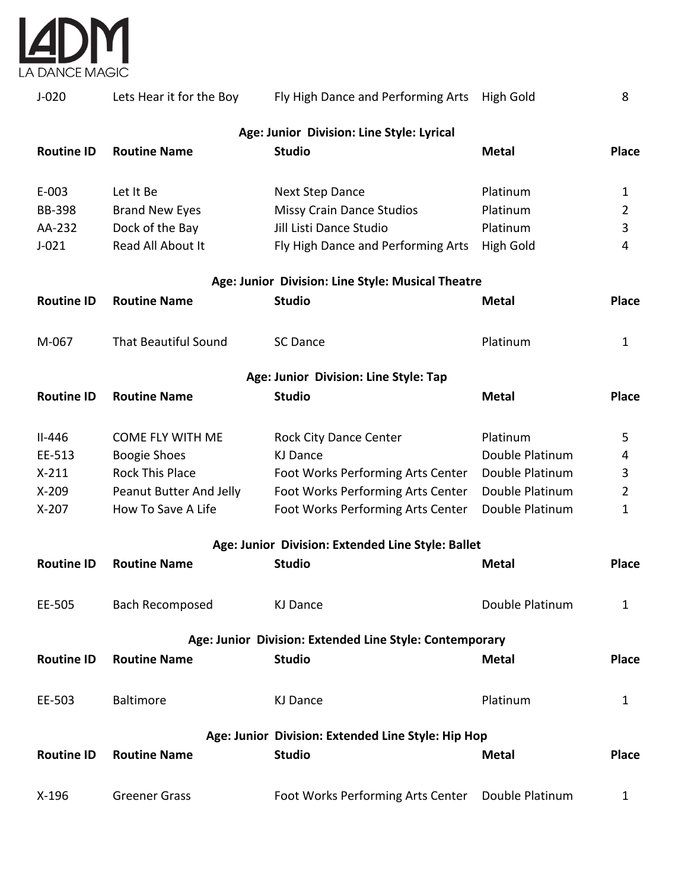| J-020 | Lets Hear it for the Boy | Fly High Dance and Performing Arts | High Gold | 8 |
|---|---|---|---|---|

**Age: Junior Division: Line Style: Lyrical**

| Routine ID | Routine Name | Studio | Metal | Place |
|---|---|---|---|---|
| E-003 | Let It Be | Next Step Dance | Platinum | 1 |
| BB-398 | Brand New Eyes | Missy Crain Dance Studios | Platinum | 2 |
| AA-232 | Dock of the Bay | Jill Listi Dance Studio | Platinum | 3 |
| J-021 | Read All About It | Fly High Dance and Performing Arts | High Gold | 4 |

**Age: Junior Division: Line Style: Musical Theatre**

| Routine ID | Routine Name | Studio | Metal | Place |
|---|---|---|---|---|
| M-067 | That Beautiful Sound | SC Dance | Platinum | 1 |

**Age: Junior Division: Line Style: Tap**

| Routine ID | Routine Name | Studio | Metal | Place |
|---|---|---|---|---|
| II-446 | COME FLY WITH ME | Rock City Dance Center | Platinum | 5 |
| EE-513 | Boogie Shoes | KJ Dance | Double Platinum | 4 |
| X-211 | Rock This Place | Foot Works Performing Arts Center | Double Platinum | 3 |
| X-209 | Peanut Butter And Jelly | Foot Works Performing Arts Center | Double Platinum | 2 |
| X-207 | How To Save A Life | Foot Works Performing Arts Center | Double Platinum | 1 |

**Age: Junior Division: Extended Line Style: Ballet**

| Routine ID | Routine Name | Studio | Metal | Place |
|---|---|---|---|---|
| EE-505 | Bach Recomposed | KJ Dance | Double Platinum | 1 |

**Age: Junior Division: Extended Line Style: Contemporary**

| Routine ID | Routine Name | Studio | Metal | Place |
|---|---|---|---|---|
| EE-503 | Baltimore | KJ Dance | Platinum | 1 |

**Age: Junior Division: Extended Line Style: Hip Hop**

| Routine ID | Routine Name | Studio | Metal | Place |
|---|---|---|---|---|
| X-196 | Greener Grass | Foot Works Performing Arts Center | Double Platinum | 1 |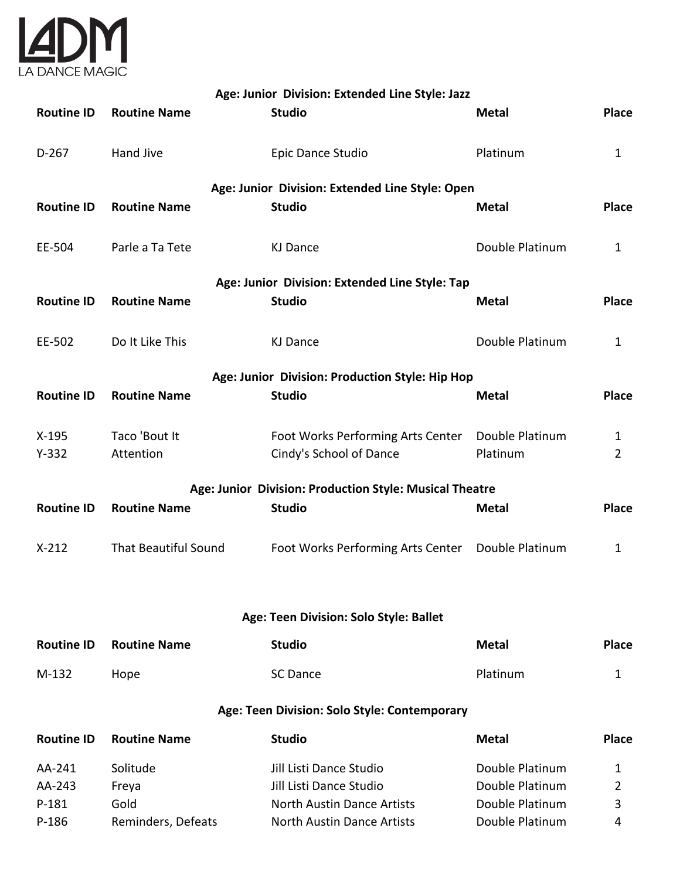LADM
LA DANCE MAGIC

### Age: Junior Division: Extended Line Style: Jazz

| Routine ID | Routine Name | Studio | Metal | Place |
|---|---|---|---|---|
| D-267 | Hand Jive | Epic Dance Studio | Platinum | 1 |

### Age: Junior Division: Extended Line Style: Open

| Routine ID | Routine Name | Studio | Metal | Place |
|---|---|---|---|---|
| EE-504 | Parle a Ta Tete | KJ Dance | Double Platinum | 1 |

### Age: Junior Division: Extended Line Style: Tap

| Routine ID | Routine Name | Studio | Metal | Place |
|---|---|---|---|---|
| EE-502 | Do It Like This | KJ Dance | Double Platinum | 1 |

### Age: Junior Division: Production Style: Hip Hop

| Routine ID | Routine Name | Studio | Metal | Place |
|---|---|---|---|---|
| X-195 | Taco 'Bout It | Foot Works Performing Arts Center | Double Platinum | 1 |
| Y-332 | Attention | Cindy's School of Dance | Platinum | 2 |

### Age: Junior Division: Production Style: Musical Theatre

| Routine ID | Routine Name | Studio | Metal | Place |
|---|---|---|---|---|
| X-212 | That Beautiful Sound | Foot Works Performing Arts Center | Double Platinum | 1 |

### Age: Teen Division: Solo Style: Ballet

| Routine ID | Routine Name | Studio | Metal | Place |
|---|---|---|---|---|
| M-132 | Hope | SC Dance | Platinum | 1 |

### Age: Teen Division: Solo Style: Contemporary

| Routine ID | Routine Name | Studio | Metal | Place |
|---|---|---|---|---|
| AA-241 | Solitude | Jill Listi Dance Studio | Double Platinum | 1 |
| AA-243 | Freya | Jill Listi Dance Studio | Double Platinum | 2 |
| P-181 | Gold | North Austin Dance Artists | Double Platinum | 3 |
| P-186 | Reminders, Defeats | North Austin Dance Artists | Double Platinum | 4 |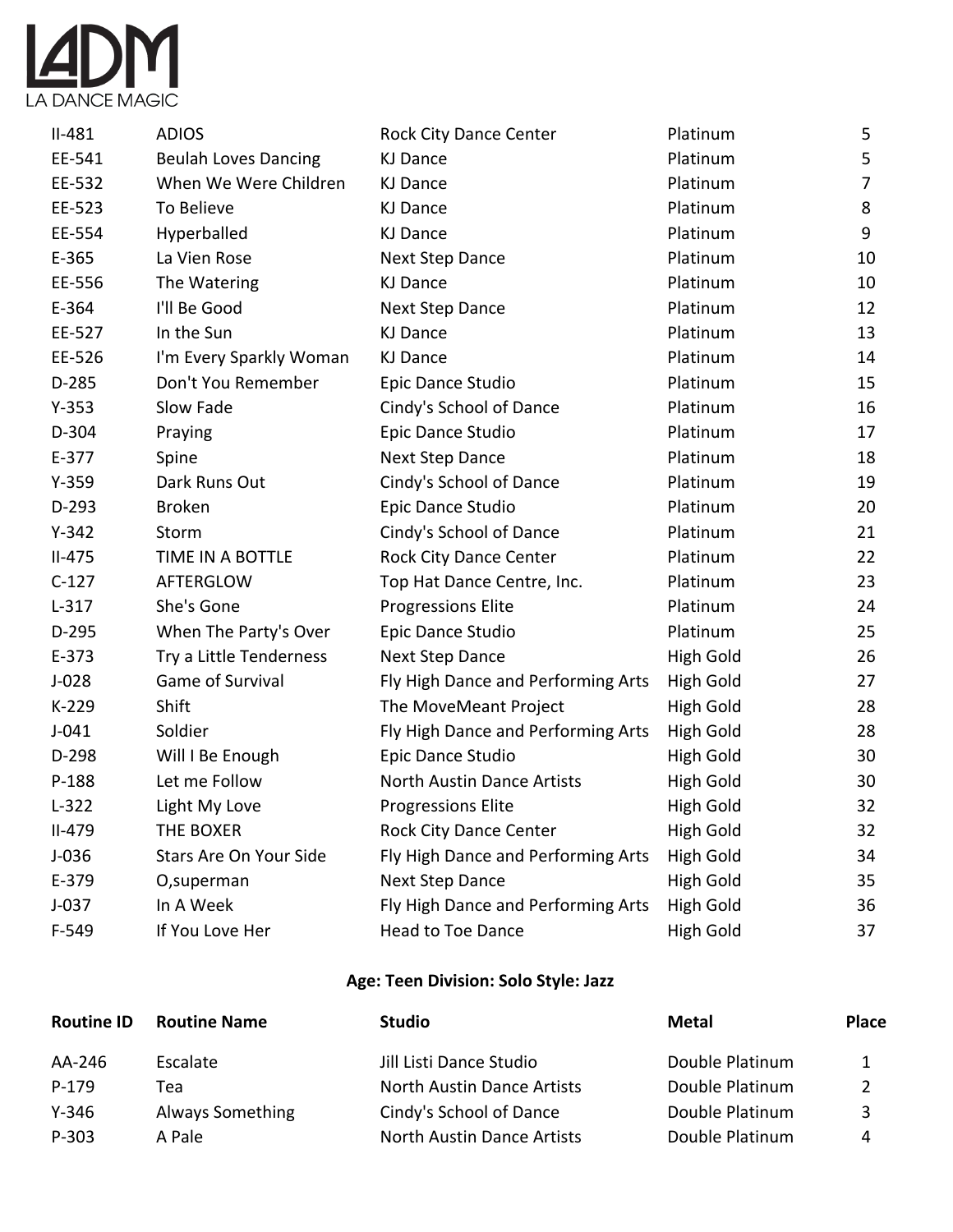| | | | | |
|---|---|---|---|---|
| II-481 | ADIOS | Rock City Dance Center | Platinum | 5 |
| EE-541 | Beulah Loves Dancing | KJ Dance | Platinum | 5 |
| EE-532 | When We Were Children | KJ Dance | Platinum | 7 |
| EE-523 | To Believe | KJ Dance | Platinum | 8 |
| EE-554 | Hyperballed | KJ Dance | Platinum | 9 |
| E-365 | La Vien Rose | Next Step Dance | Platinum | 10 |
| EE-556 | The Watering | KJ Dance | Platinum | 10 |
| E-364 | I'll Be Good | Next Step Dance | Platinum | 12 |
| EE-527 | In the Sun | KJ Dance | Platinum | 13 |
| EE-526 | I'm Every Sparkly Woman | KJ Dance | Platinum | 14 |
| D-285 | Don't You Remember | Epic Dance Studio | Platinum | 15 |
| Y-353 | Slow Fade | Cindy's School of Dance | Platinum | 16 |
| D-304 | Praying | Epic Dance Studio | Platinum | 17 |
| E-377 | Spine | Next Step Dance | Platinum | 18 |
| Y-359 | Dark Runs Out | Cindy's School of Dance | Platinum | 19 |
| D-293 | Broken | Epic Dance Studio | Platinum | 20 |
| Y-342 | Storm | Cindy's School of Dance | Platinum | 21 |
| II-475 | TIME IN A BOTTLE | Rock City Dance Center | Platinum | 22 |
| C-127 | AFTERGLOW | Top Hat Dance Centre, Inc. | Platinum | 23 |
| L-317 | She's Gone | Progressions Elite | Platinum | 24 |
| D-295 | When The Party's Over | Epic Dance Studio | Platinum | 25 |
| E-373 | Try a Little Tenderness | Next Step Dance | High Gold | 26 |
| J-028 | Game of Survival | Fly High Dance and Performing Arts | High Gold | 27 |
| K-229 | Shift | The MoveMeant Project | High Gold | 28 |
| J-041 | Soldier | Fly High Dance and Performing Arts | High Gold | 28 |
| D-298 | Will I Be Enough | Epic Dance Studio | High Gold | 30 |
| P-188 | Let me Follow | North Austin Dance Artists | High Gold | 30 |
| L-322 | Light My Love | Progressions Elite | High Gold | 32 |
| II-479 | THE BOXER | Rock City Dance Center | High Gold | 32 |
| J-036 | Stars Are On Your Side | Fly High Dance and Performing Arts | High Gold | 34 |
| E-379 | O,superman | Next Step Dance | High Gold | 35 |
| J-037 | In A Week | Fly High Dance and Performing Arts | High Gold | 36 |
| F-549 | If You Love Her | Head to Toe Dance | High Gold | 37 |

**Age: Teen Division: Solo Style: Jazz**

| Routine ID | Routine Name | Studio | Metal | Place |
|---|---|---|---|---|
| AA-246 | Escalate | Jill Listi Dance Studio | Double Platinum | 1 |
| P-179 | Tea | North Austin Dance Artists | Double Platinum | 2 |
| Y-346 | Always Something | Cindy's School of Dance | Double Platinum | 3 |
| P-303 | A Pale | North Austin Dance Artists | Double Platinum | 4 |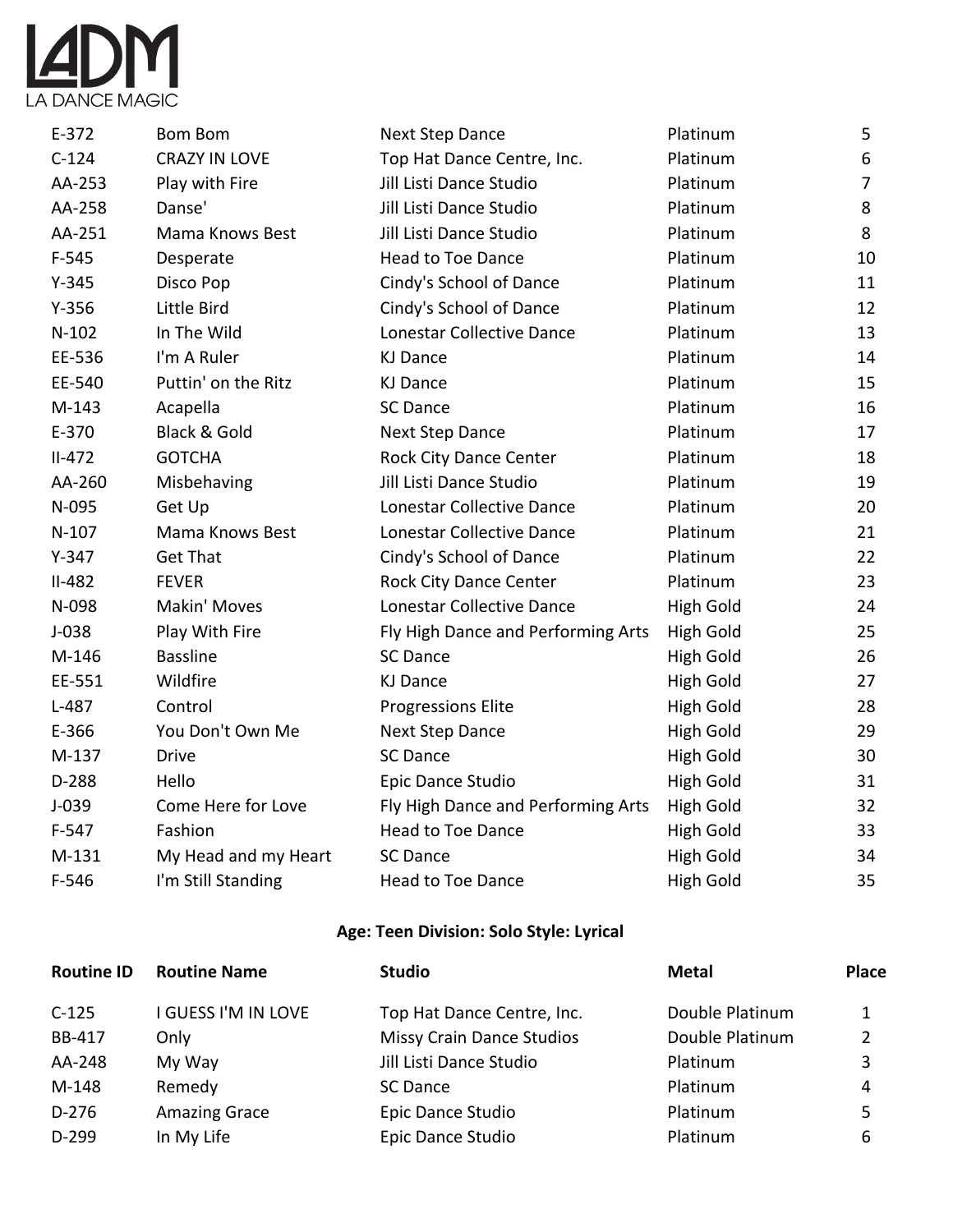| | | | | |
|---|---|---|---|---|
| E-372 | Bom Bom | Next Step Dance | Platinum | 5 |
| C-124 | CRAZY IN LOVE | Top Hat Dance Centre, Inc. | Platinum | 6 |
| AA-253 | Play with Fire | Jill Listi Dance Studio | Platinum | 7 |
| AA-258 | Danse' | Jill Listi Dance Studio | Platinum | 8 |
| AA-251 | Mama Knows Best | Jill Listi Dance Studio | Platinum | 8 |
| F-545 | Desperate | Head to Toe Dance | Platinum | 10 |
| Y-345 | Disco Pop | Cindy's School of Dance | Platinum | 11 |
| Y-356 | Little Bird | Cindy's School of Dance | Platinum | 12 |
| N-102 | In The Wild | Lonestar Collective Dance | Platinum | 13 |
| EE-536 | I'm A Ruler | KJ Dance | Platinum | 14 |
| EE-540 | Puttin' on the Ritz | KJ Dance | Platinum | 15 |
| M-143 | Acapella | SC Dance | Platinum | 16 |
| E-370 | Black & Gold | Next Step Dance | Platinum | 17 |
| II-472 | GOTCHA | Rock City Dance Center | Platinum | 18 |
| AA-260 | Misbehaving | Jill Listi Dance Studio | Platinum | 19 |
| N-095 | Get Up | Lonestar Collective Dance | Platinum | 20 |
| N-107 | Mama Knows Best | Lonestar Collective Dance | Platinum | 21 |
| Y-347 | Get That | Cindy's School of Dance | Platinum | 22 |
| II-482 | FEVER | Rock City Dance Center | Platinum | 23 |
| N-098 | Makin' Moves | Lonestar Collective Dance | High Gold | 24 |
| J-038 | Play With Fire | Fly High Dance and Performing Arts | High Gold | 25 |
| M-146 | Bassline | SC Dance | High Gold | 26 |
| EE-551 | Wildfire | KJ Dance | High Gold | 27 |
| L-487 | Control | Progressions Elite | High Gold | 28 |
| E-366 | You Don't Own Me | Next Step Dance | High Gold | 29 |
| M-137 | Drive | SC Dance | High Gold | 30 |
| D-288 | Hello | Epic Dance Studio | High Gold | 31 |
| J-039 | Come Here for Love | Fly High Dance and Performing Arts | High Gold | 32 |
| F-547 | Fashion | Head to Toe Dance | High Gold | 33 |
| M-131 | My Head and my Heart | SC Dance | High Gold | 34 |
| F-546 | I'm Still Standing | Head to Toe Dance | High Gold | 35 |

### Age: Teen Division: Solo Style: Lyrical

| Routine ID | Routine Name | Studio | Metal | Place |
|---|---|---|---|---|
| C-125 | I GUESS I'M IN LOVE | Top Hat Dance Centre, Inc. | Double Platinum | 1 |
| BB-417 | Only | Missy Crain Dance Studios | Double Platinum | 2 |
| AA-248 | My Way | Jill Listi Dance Studio | Platinum | 3 |
| M-148 | Remedy | SC Dance | Platinum | 4 |
| D-276 | Amazing Grace | Epic Dance Studio | Platinum | 5 |
| D-299 | In My Life | Epic Dance Studio | Platinum | 6 |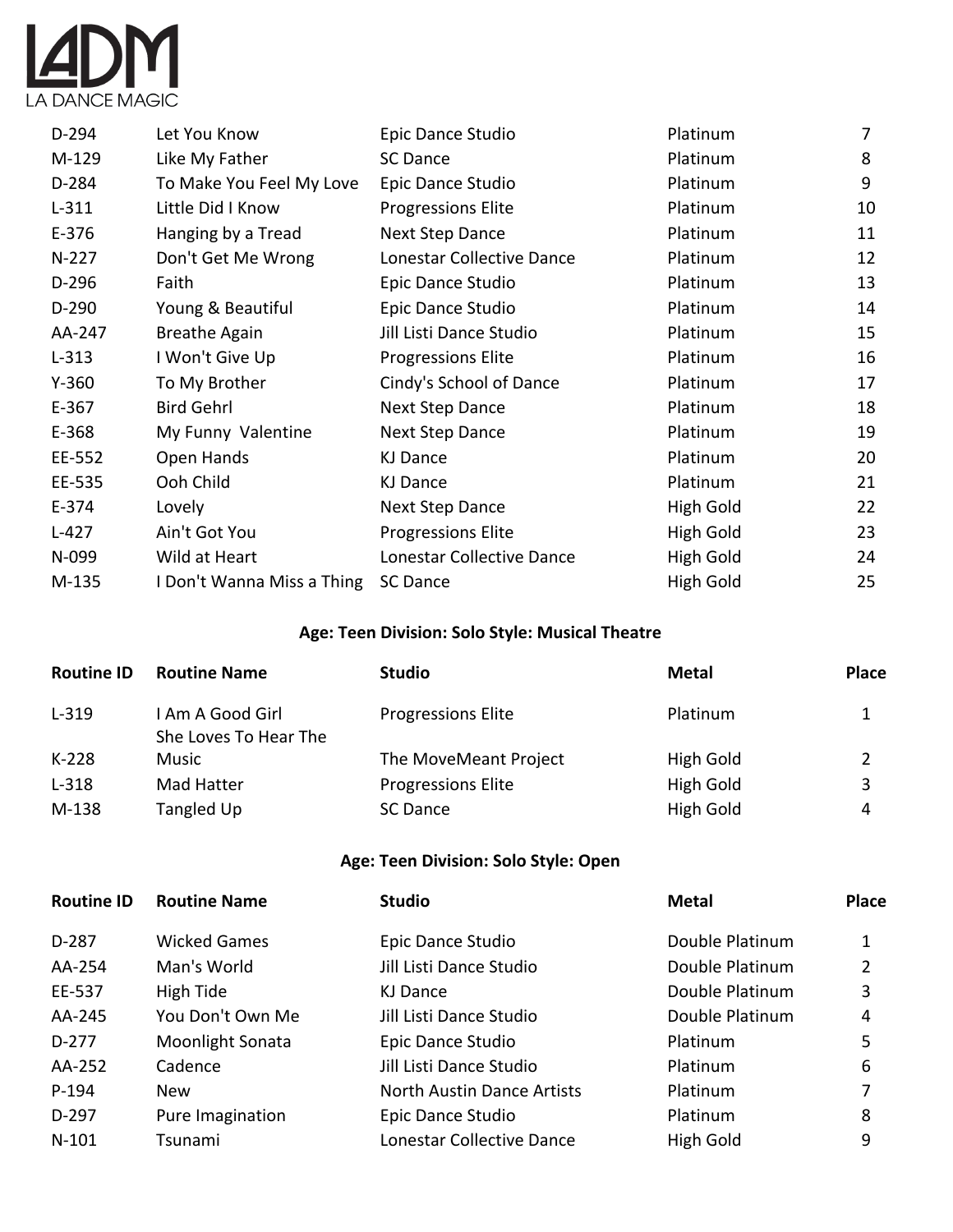| Routine ID | Routine Name | Studio | Metal | Place |
| --- | --- | --- | --- | --- |
| D-294 | Let You Know | Epic Dance Studio | Platinum | 7 |
| M-129 | Like My Father | SC Dance | Platinum | 8 |
| D-284 | To Make You Feel My Love | Epic Dance Studio | Platinum | 9 |
| L-311 | Little Did I Know | Progressions Elite | Platinum | 10 |
| E-376 | Hanging by a Tread | Next Step Dance | Platinum | 11 |
| N-227 | Don't Get Me Wrong | Lonestar Collective Dance | Platinum | 12 |
| D-296 | Faith | Epic Dance Studio | Platinum | 13 |
| D-290 | Young & Beautiful | Epic Dance Studio | Platinum | 14 |
| AA-247 | Breathe Again | Jill Listi Dance Studio | Platinum | 15 |
| L-313 | I Won't Give Up | Progressions Elite | Platinum | 16 |
| Y-360 | To My Brother | Cindy's School of Dance | Platinum | 17 |
| E-367 | Bird Gehrl | Next Step Dance | Platinum | 18 |
| E-368 | My Funny  Valentine | Next Step Dance | Platinum | 19 |
| EE-552 | Open Hands | KJ Dance | Platinum | 20 |
| EE-535 | Ooh Child | KJ Dance | Platinum | 21 |
| E-374 | Lovely | Next Step Dance | High Gold | 22 |
| L-427 | Ain't Got You | Progressions Elite | High Gold | 23 |
| N-099 | Wild at Heart | Lonestar Collective Dance | High Gold | 24 |
| M-135 | I Don't Wanna Miss a Thing | SC Dance | High Gold | 25 |

**Age: Teen Division: Solo Style: Musical Theatre**

| Routine ID | Routine Name | Studio | Metal | Place |
| --- | --- | --- | --- | --- |
| L-319 | I Am A Good Girl | Progressions Elite | Platinum | 1 |
| K-228 | She Loves To Hear The Music | The MoveMeant Project | High Gold | 2 |
| L-318 | Mad Hatter | Progressions Elite | High Gold | 3 |
| M-138 | Tangled Up | SC Dance | High Gold | 4 |

**Age: Teen Division: Solo Style: Open**

| Routine ID | Routine Name | Studio | Metal | Place |
| --- | --- | --- | --- | --- |
| D-287 | Wicked Games | Epic Dance Studio | Double Platinum | 1 |
| AA-254 | Man's World | Jill Listi Dance Studio | Double Platinum | 2 |
| EE-537 | High Tide | KJ Dance | Double Platinum | 3 |
| AA-245 | You Don't Own Me | Jill Listi Dance Studio | Double Platinum | 4 |
| D-277 | Moonlight Sonata | Epic Dance Studio | Platinum | 5 |
| AA-252 | Cadence | Jill Listi Dance Studio | Platinum | 6 |
| P-194 | New | North Austin Dance Artists | Platinum | 7 |
| D-297 | Pure Imagination | Epic Dance Studio | Platinum | 8 |
| N-101 | Tsunami | Lonestar Collective Dance | High Gold | 9 |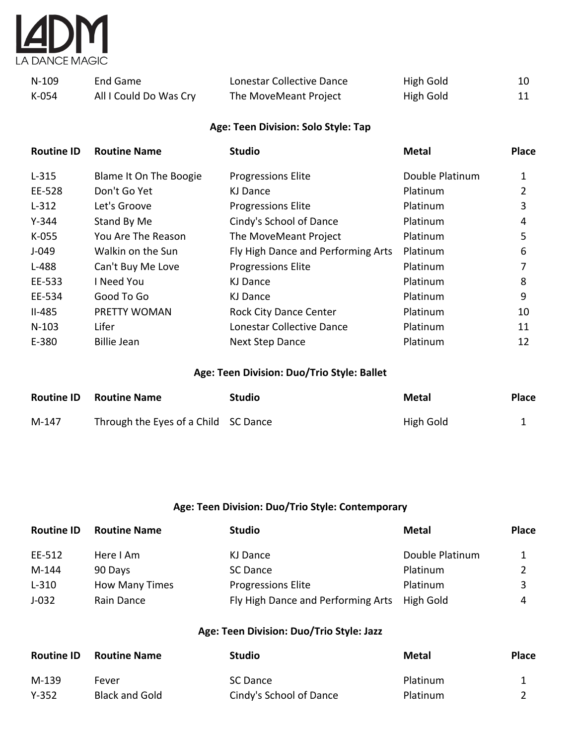| Routine ID | Routine Name | Studio | Metal | Place |
|---|---|---|---|---|
| N-109 | End Game | Lonestar Collective Dance | High Gold | 10 |
| K-054 | All I Could Do Was Cry | The MoveMeant Project | High Gold | 11 |

### Age: Teen Division: Solo Style: Tap

| Routine ID | Routine Name | Studio | Metal | Place |
|---|---|---|---|---|
| L-315 | Blame It On The Boogie | Progressions Elite | Double Platinum | 1 |
| EE-528 | Don't Go Yet | KJ Dance | Platinum | 2 |
| L-312 | Let's Groove | Progressions Elite | Platinum | 3 |
| Y-344 | Stand By Me | Cindy's School of Dance | Platinum | 4 |
| K-055 | You Are The Reason | The MoveMeant Project | Platinum | 5 |
| J-049 | Walkin on the Sun | Fly High Dance and Performing Arts | Platinum | 6 |
| L-488 | Can't Buy Me Love | Progressions Elite | Platinum | 7 |
| EE-533 | I Need You | KJ Dance | Platinum | 8 |
| EE-534 | Good To Go | KJ Dance | Platinum | 9 |
| II-485 | PRETTY WOMAN | Rock City Dance Center | Platinum | 10 |
| N-103 | Lifer | Lonestar Collective Dance | Platinum | 11 |
| E-380 | Billie Jean | Next Step Dance | Platinum | 12 |

### Age: Teen Division: Duo/Trio Style: Ballet

| Routine ID | Routine Name | Studio | Metal | Place |
|---|---|---|---|---|
| M-147 | Through the Eyes of a Child | SC Dance | High Gold | 1 |

### Age: Teen Division: Duo/Trio Style: Contemporary

| Routine ID | Routine Name | Studio | Metal | Place |
|---|---|---|---|---|
| EE-512 | Here I Am | KJ Dance | Double Platinum | 1 |
| M-144 | 90 Days | SC Dance | Platinum | 2 |
| L-310 | How Many Times | Progressions Elite | Platinum | 3 |
| J-032 | Rain Dance | Fly High Dance and Performing Arts | High Gold | 4 |

### Age: Teen Division: Duo/Trio Style: Jazz

| Routine ID | Routine Name | Studio | Metal | Place |
|---|---|---|---|---|
| M-139 | Fever | SC Dance | Platinum | 1 |
| Y-352 | Black and Gold | Cindy's School of Dance | Platinum | 2 |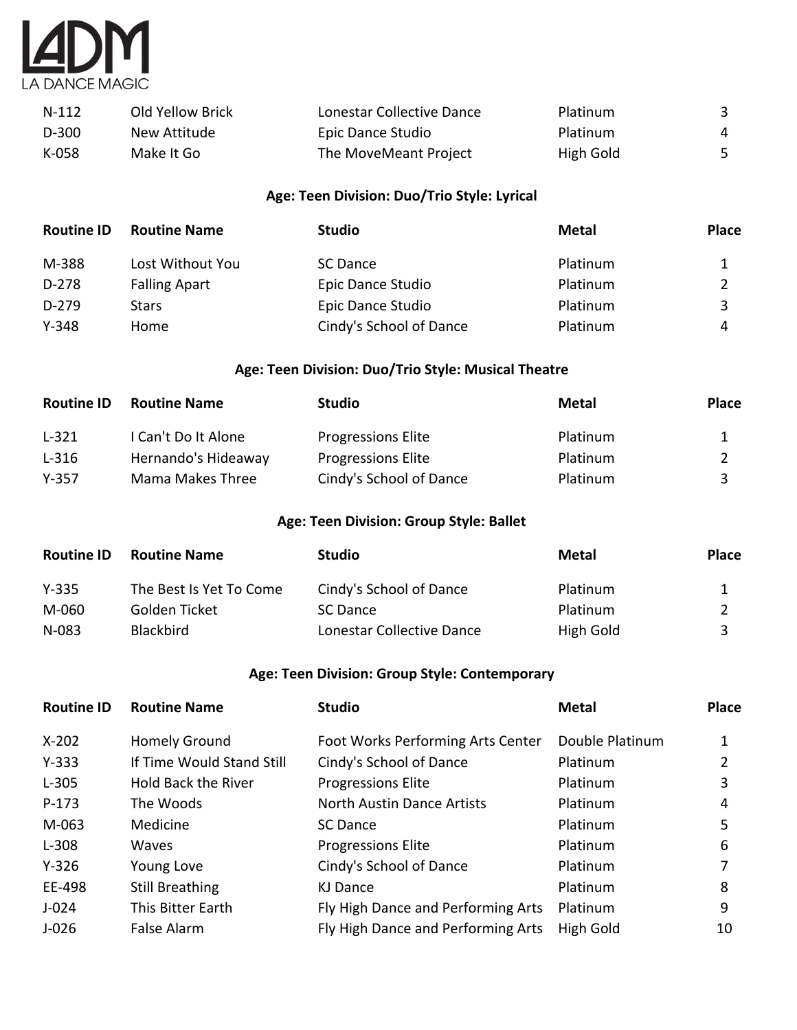| Routine ID | Routine Name | Studio | Metal | Place |
|---|---|---|---|---|
| N-112 | Old Yellow Brick | Lonestar Collective Dance | Platinum | 3 |
| D-300 | New Attitude | Epic Dance Studio | Platinum | 4 |
| K-058 | Make It Go | The MoveMeant Project | High Gold | 5 |

### Age: Teen Division: Duo/Trio Style: Lyrical

| Routine ID | Routine Name | Studio | Metal | Place |
|---|---|---|---|---|
| M-388 | Lost Without You | SC Dance | Platinum | 1 |
| D-278 | Falling Apart | Epic Dance Studio | Platinum | 2 |
| D-279 | Stars | Epic Dance Studio | Platinum | 3 |
| Y-348 | Home | Cindy's School of Dance | Platinum | 4 |

### Age: Teen Division: Duo/Trio Style: Musical Theatre

| Routine ID | Routine Name | Studio | Metal | Place |
|---|---|---|---|---|
| L-321 | I Can't Do It Alone | Progressions Elite | Platinum | 1 |
| L-316 | Hernando's Hideaway | Progressions Elite | Platinum | 2 |
| Y-357 | Mama Makes Three | Cindy's School of Dance | Platinum | 3 |

### Age: Teen Division: Group Style: Ballet

| Routine ID | Routine Name | Studio | Metal | Place |
|---|---|---|---|---|
| Y-335 | The Best Is Yet To Come | Cindy's School of Dance | Platinum | 1 |
| M-060 | Golden Ticket | SC Dance | Platinum | 2 |
| N-083 | Blackbird | Lonestar Collective Dance | High Gold | 3 |

### Age: Teen Division: Group Style: Contemporary

| Routine ID | Routine Name | Studio | Metal | Place |
|---|---|---|---|---|
| X-202 | Homely Ground | Foot Works Performing Arts Center | Double Platinum | 1 |
| Y-333 | If Time Would Stand Still | Cindy's School of Dance | Platinum | 2 |
| L-305 | Hold Back the River | Progressions Elite | Platinum | 3 |
| P-173 | The Woods | North Austin Dance Artists | Platinum | 4 |
| M-063 | Medicine | SC Dance | Platinum | 5 |
| L-308 | Waves | Progressions Elite | Platinum | 6 |
| Y-326 | Young Love | Cindy's School of Dance | Platinum | 7 |
| EE-498 | Still Breathing | KJ Dance | Platinum | 8 |
| J-024 | This Bitter Earth | Fly High Dance and Performing Arts | Platinum | 9 |
| J-026 | False Alarm | Fly High Dance and Performing Arts | High Gold | 10 |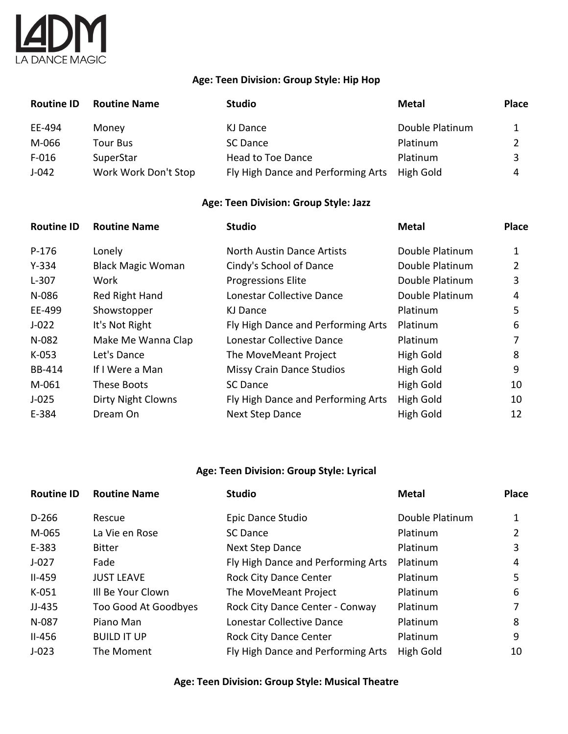LA DANCE MAGIC

### Age: Teen Division: Group Style: Hip Hop

| Routine ID | Routine Name | Studio | Metal | Place |
|---|---|---|---|---|
| EE-494 | Money | KJ Dance | Double Platinum | 1 |
| M-066 | Tour Bus | SC Dance | Platinum | 2 |
| F-016 | SuperStar | Head to Toe Dance | Platinum | 3 |
| J-042 | Work Work Don't Stop | Fly High Dance and Performing Arts | High Gold | 4 |

### Age: Teen Division: Group Style: Jazz

| Routine ID | Routine Name | Studio | Metal | Place |
|---|---|---|---|---|
| P-176 | Lonely | North Austin Dance Artists | Double Platinum | 1 |
| Y-334 | Black Magic Woman | Cindy's School of Dance | Double Platinum | 2 |
| L-307 | Work | Progressions Elite | Double Platinum | 3 |
| N-086 | Red Right Hand | Lonestar Collective Dance | Double Platinum | 4 |
| EE-499 | Showstopper | KJ Dance | Platinum | 5 |
| J-022 | It's Not Right | Fly High Dance and Performing Arts | Platinum | 6 |
| N-082 | Make Me Wanna Clap | Lonestar Collective Dance | Platinum | 7 |
| K-053 | Let's Dance | The MoveMeant Project | High Gold | 8 |
| BB-414 | If I Were a Man | Missy Crain Dance Studios | High Gold | 9 |
| M-061 | These Boots | SC Dance | High Gold | 10 |
| J-025 | Dirty Night Clowns | Fly High Dance and Performing Arts | High Gold | 10 |
| E-384 | Dream On | Next Step Dance | High Gold | 12 |

### Age: Teen Division: Group Style: Lyrical

| Routine ID | Routine Name | Studio | Metal | Place |
|---|---|---|---|---|
| D-266 | Rescue | Epic Dance Studio | Double Platinum | 1 |
| M-065 | La Vie en Rose | SC Dance | Platinum | 2 |
| E-383 | Bitter | Next Step Dance | Platinum | 3 |
| J-027 | Fade | Fly High Dance and Performing Arts | Platinum | 4 |
| II-459 | JUST LEAVE | Rock City Dance Center | Platinum | 5 |
| K-051 | Ill Be Your Clown | The MoveMeant Project | Platinum | 6 |
| JJ-435 | Too Good At Goodbyes | Rock City Dance Center - Conway | Platinum | 7 |
| N-087 | Piano Man | Lonestar Collective Dance | Platinum | 8 |
| II-456 | BUILD IT UP | Rock City Dance Center | Platinum | 9 |
| J-023 | The Moment | Fly High Dance and Performing Arts | High Gold | 10 |

### Age: Teen Division: Group Style: Musical Theatre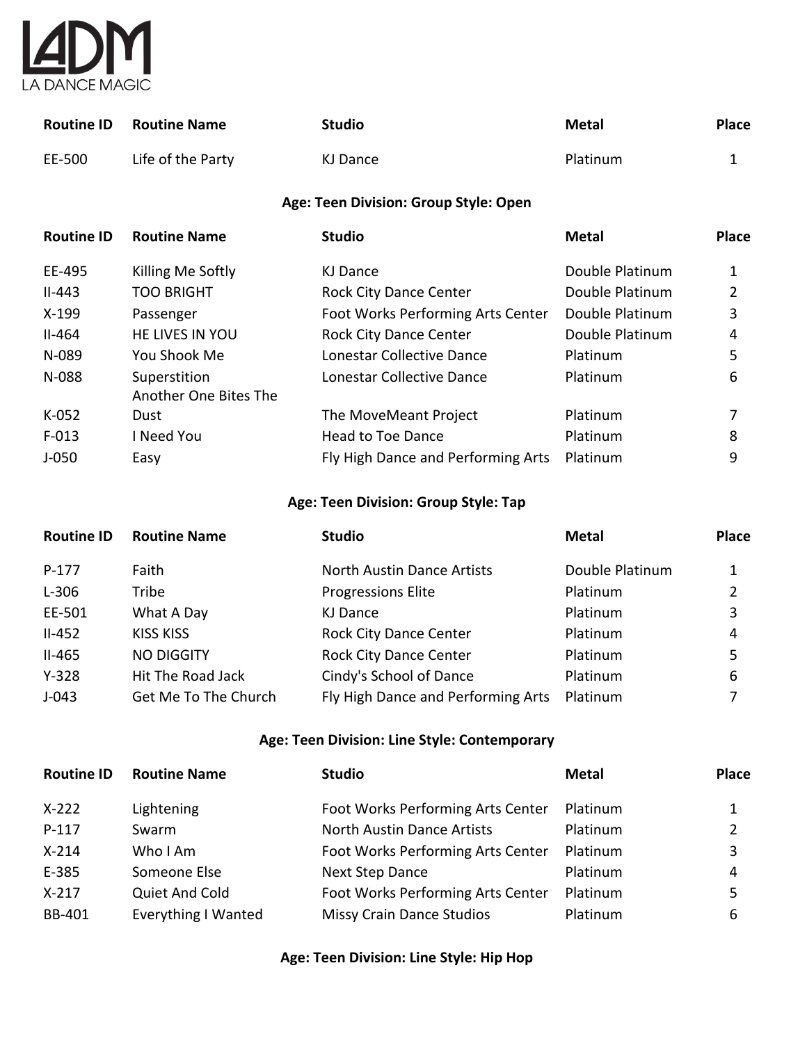| Routine ID | Routine Name | Studio | Metal | Place |
|---|---|---|---|---|
| EE-500 | Life of the Party | KJ Dance | Platinum | 1 |

**Age: Teen Division: Group Style: Open**

| Routine ID | Routine Name | Studio | Metal | Place |
|---|---|---|---|---|
| EE-495 | Killing Me Softly | KJ Dance | Double Platinum | 1 |
| II-443 | TOO BRIGHT | Rock City Dance Center | Double Platinum | 2 |
| X-199 | Passenger | Foot Works Performing Arts Center | Double Platinum | 3 |
| II-464 | HE LIVES IN YOU | Rock City Dance Center | Double Platinum | 4 |
| N-089 | You Shook Me | Lonestar Collective Dance | Platinum | 5 |
| N-088 | Superstition | Lonestar Collective Dance | Platinum | 6 |
| K-052 | Another One Bites The Dust | The MoveMeant Project | Platinum | 7 |
| F-013 | I Need You | Head to Toe Dance | Platinum | 8 |
| J-050 | Easy | Fly High Dance and Performing Arts | Platinum | 9 |

**Age: Teen Division: Group Style: Tap**

| Routine ID | Routine Name | Studio | Metal | Place |
|---|---|---|---|---|
| P-177 | Faith | North Austin Dance Artists | Double Platinum | 1 |
| L-306 | Tribe | Progressions Elite | Platinum | 2 |
| EE-501 | What A Day | KJ Dance | Platinum | 3 |
| II-452 | KISS KISS | Rock City Dance Center | Platinum | 4 |
| II-465 | NO DIGGITY | Rock City Dance Center | Platinum | 5 |
| Y-328 | Hit The Road Jack | Cindy's School of Dance | Platinum | 6 |
| J-043 | Get Me To The Church | Fly High Dance and Performing Arts | Platinum | 7 |

**Age: Teen Division: Line Style: Contemporary**

| Routine ID | Routine Name | Studio | Metal | Place |
|---|---|---|---|---|
| X-222 | Lightening | Foot Works Performing Arts Center | Platinum | 1 |
| P-117 | Swarm | North Austin Dance Artists | Platinum | 2 |
| X-214 | Who I Am | Foot Works Performing Arts Center | Platinum | 3 |
| E-385 | Someone Else | Next Step Dance | Platinum | 4 |
| X-217 | Quiet And Cold | Foot Works Performing Arts Center | Platinum | 5 |
| BB-401 | Everything I Wanted | Missy Crain Dance Studios | Platinum | 6 |

**Age: Teen Division: Line Style: Hip Hop**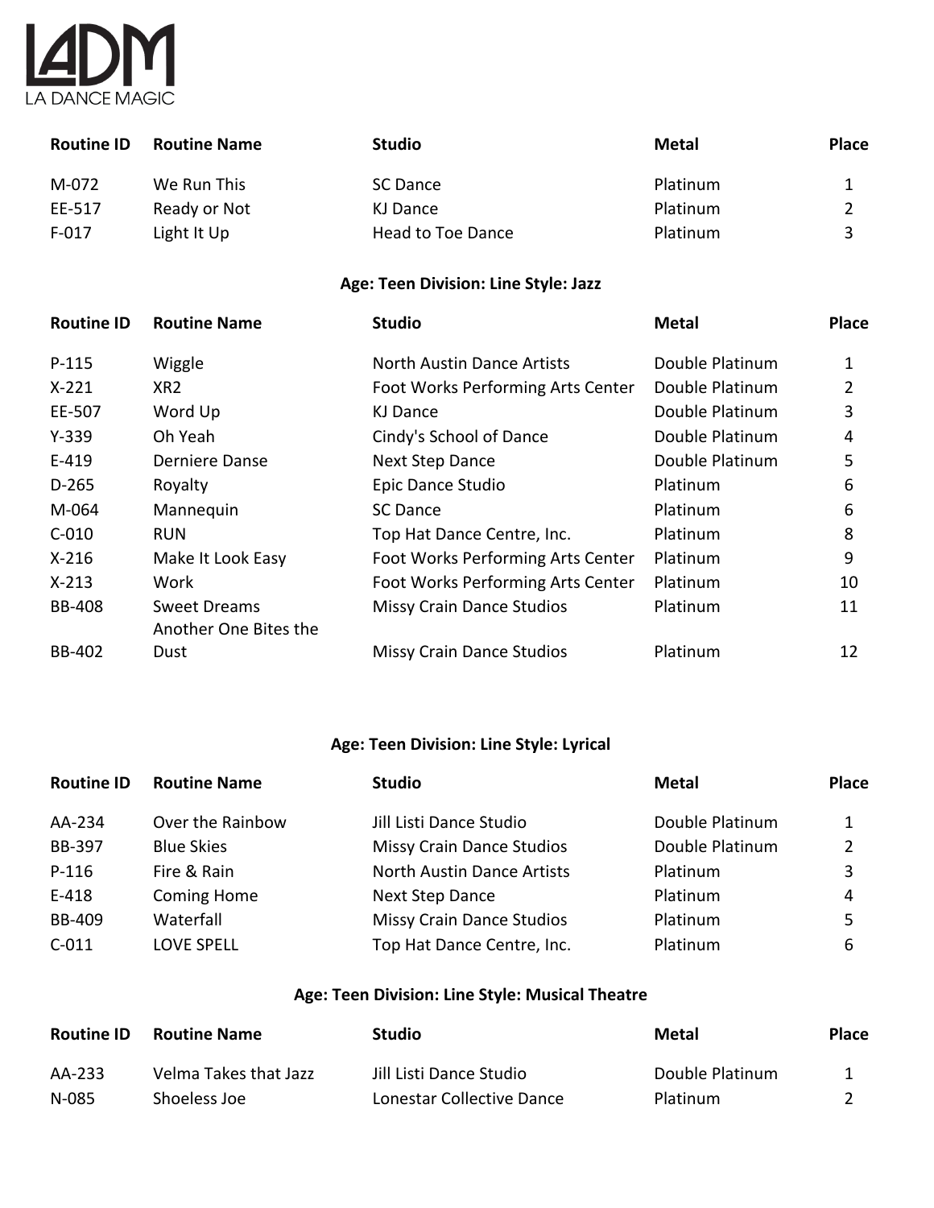| Routine ID | Routine Name | Studio | Metal | Place |
| --- | --- | --- | --- | --- |
| M-072 | We Run This | SC Dance | Platinum | 1 |
| EE-517 | Ready or Not | KJ Dance | Platinum | 2 |
| F-017 | Light It Up | Head to Toe Dance | Platinum | 3 |

**Age: Teen Division: Line Style: Jazz**

| Routine ID | Routine Name | Studio | Metal | Place |
| --- | --- | --- | --- | --- |
| P-115 | Wiggle | North Austin Dance Artists | Double Platinum | 1 |
| X-221 | XR2 | Foot Works Performing Arts Center | Double Platinum | 2 |
| EE-507 | Word Up | KJ Dance | Double Platinum | 3 |
| Y-339 | Oh Yeah | Cindy's School of Dance | Double Platinum | 4 |
| E-419 | Derniere Danse | Next Step Dance | Double Platinum | 5 |
| D-265 | Royalty | Epic Dance Studio | Platinum | 6 |
| M-064 | Mannequin | SC Dance | Platinum | 6 |
| C-010 | RUN | Top Hat Dance Centre, Inc. | Platinum | 8 |
| X-216 | Make It Look Easy | Foot Works Performing Arts Center | Platinum | 9 |
| X-213 | Work | Foot Works Performing Arts Center | Platinum | 10 |
| BB-408 | Sweet Dreams | Missy Crain Dance Studios | Platinum | 11 |
| BB-402 | Another One Bites the Dust | Missy Crain Dance Studios | Platinum | 12 |

**Age: Teen Division: Line Style: Lyrical**

| Routine ID | Routine Name | Studio | Metal | Place |
| --- | --- | --- | --- | --- |
| AA-234 | Over the Rainbow | Jill Listi Dance Studio | Double Platinum | 1 |
| BB-397 | Blue Skies | Missy Crain Dance Studios | Double Platinum | 2 |
| P-116 | Fire & Rain | North Austin Dance Artists | Platinum | 3 |
| E-418 | Coming Home | Next Step Dance | Platinum | 4 |
| BB-409 | Waterfall | Missy Crain Dance Studios | Platinum | 5 |
| C-011 | LOVE SPELL | Top Hat Dance Centre, Inc. | Platinum | 6 |

**Age: Teen Division: Line Style: Musical Theatre**

| Routine ID | Routine Name | Studio | Metal | Place |
| --- | --- | --- | --- | --- |
| AA-233 | Velma Takes that Jazz | Jill Listi Dance Studio | Double Platinum | 1 |
| N-085 | Shoeless Joe | Lonestar Collective Dance | Platinum | 2 |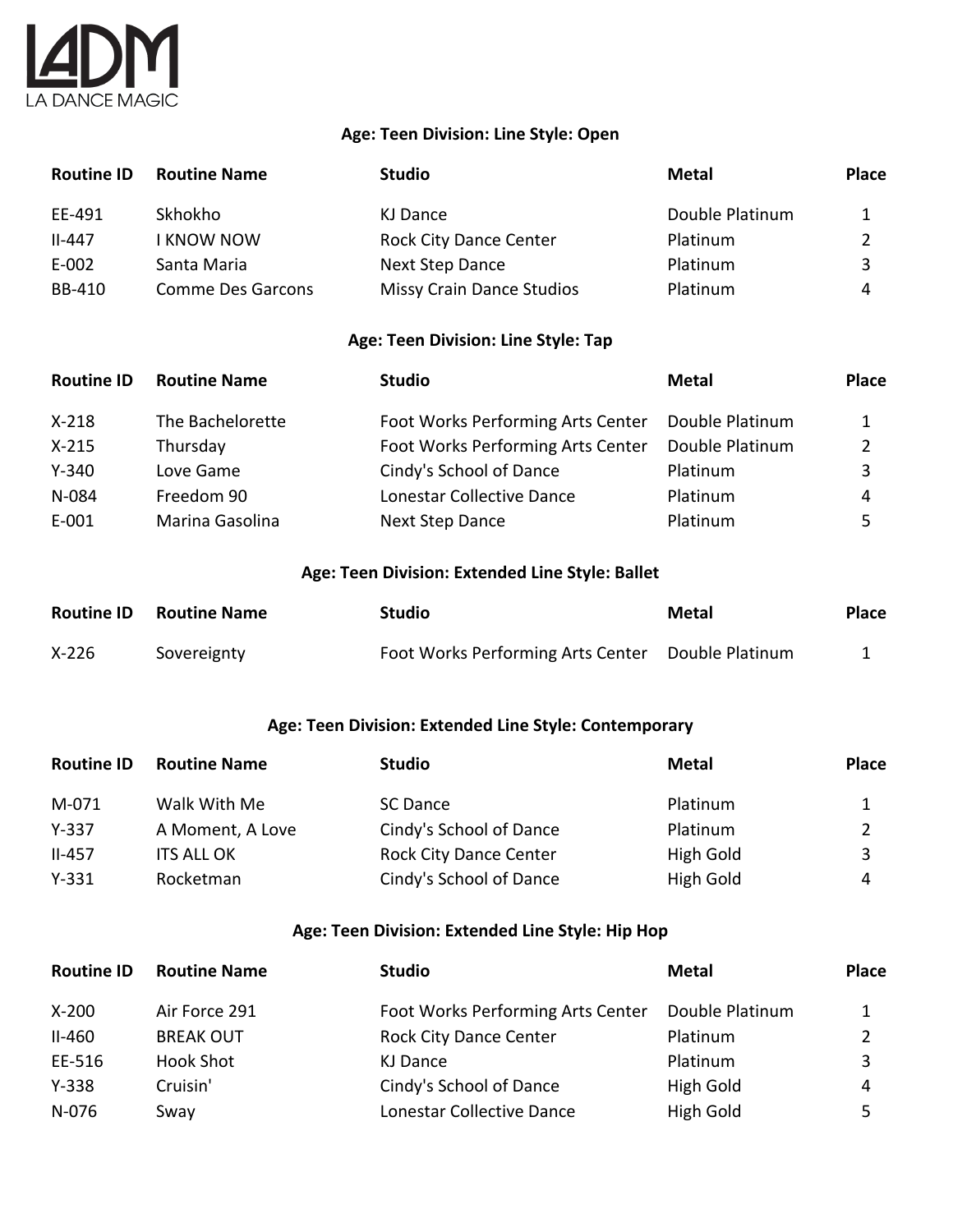LADM
LA DANCE MAGIC

### Age: Teen Division: Line Style: Open

| Routine ID | Routine Name | Studio | Metal | Place |
|---|---|---|---|---|
| EE-491 | Skhokho | KJ Dance | Double Platinum | 1 |
| II-447 | I KNOW NOW | Rock City Dance Center | Platinum | 2 |
| E-002 | Santa Maria | Next Step Dance | Platinum | 3 |
| BB-410 | Comme Des Garcons | Missy Crain Dance Studios | Platinum | 4 |

### Age: Teen Division: Line Style: Tap

| Routine ID | Routine Name | Studio | Metal | Place |
|---|---|---|---|---|
| X-218 | The Bachelorette | Foot Works Performing Arts Center | Double Platinum | 1 |
| X-215 | Thursday | Foot Works Performing Arts Center | Double Platinum | 2 |
| Y-340 | Love Game | Cindy's School of Dance | Platinum | 3 |
| N-084 | Freedom 90 | Lonestar Collective Dance | Platinum | 4 |
| E-001 | Marina Gasolina | Next Step Dance | Platinum | 5 |

### Age: Teen Division: Extended Line Style: Ballet

| Routine ID | Routine Name | Studio | Metal | Place |
|---|---|---|---|---|
| X-226 | Sovereignty | Foot Works Performing Arts Center | Double Platinum | 1 |

### Age: Teen Division: Extended Line Style: Contemporary

| Routine ID | Routine Name | Studio | Metal | Place |
|---|---|---|---|---|
| M-071 | Walk With Me | SC Dance | Platinum | 1 |
| Y-337 | A Moment, A Love | Cindy's School of Dance | Platinum | 2 |
| II-457 | ITS ALL OK | Rock City Dance Center | High Gold | 3 |
| Y-331 | Rocketman | Cindy's School of Dance | High Gold | 4 |

### Age: Teen Division: Extended Line Style: Hip Hop

| Routine ID | Routine Name | Studio | Metal | Place |
|---|---|---|---|---|
| X-200 | Air Force 291 | Foot Works Performing Arts Center | Double Platinum | 1 |
| II-460 | BREAK OUT | Rock City Dance Center | Platinum | 2 |
| EE-516 | Hook Shot | KJ Dance | Platinum | 3 |
| Y-338 | Cruisin' | Cindy's School of Dance | High Gold | 4 |
| N-076 | Sway | Lonestar Collective Dance | High Gold | 5 |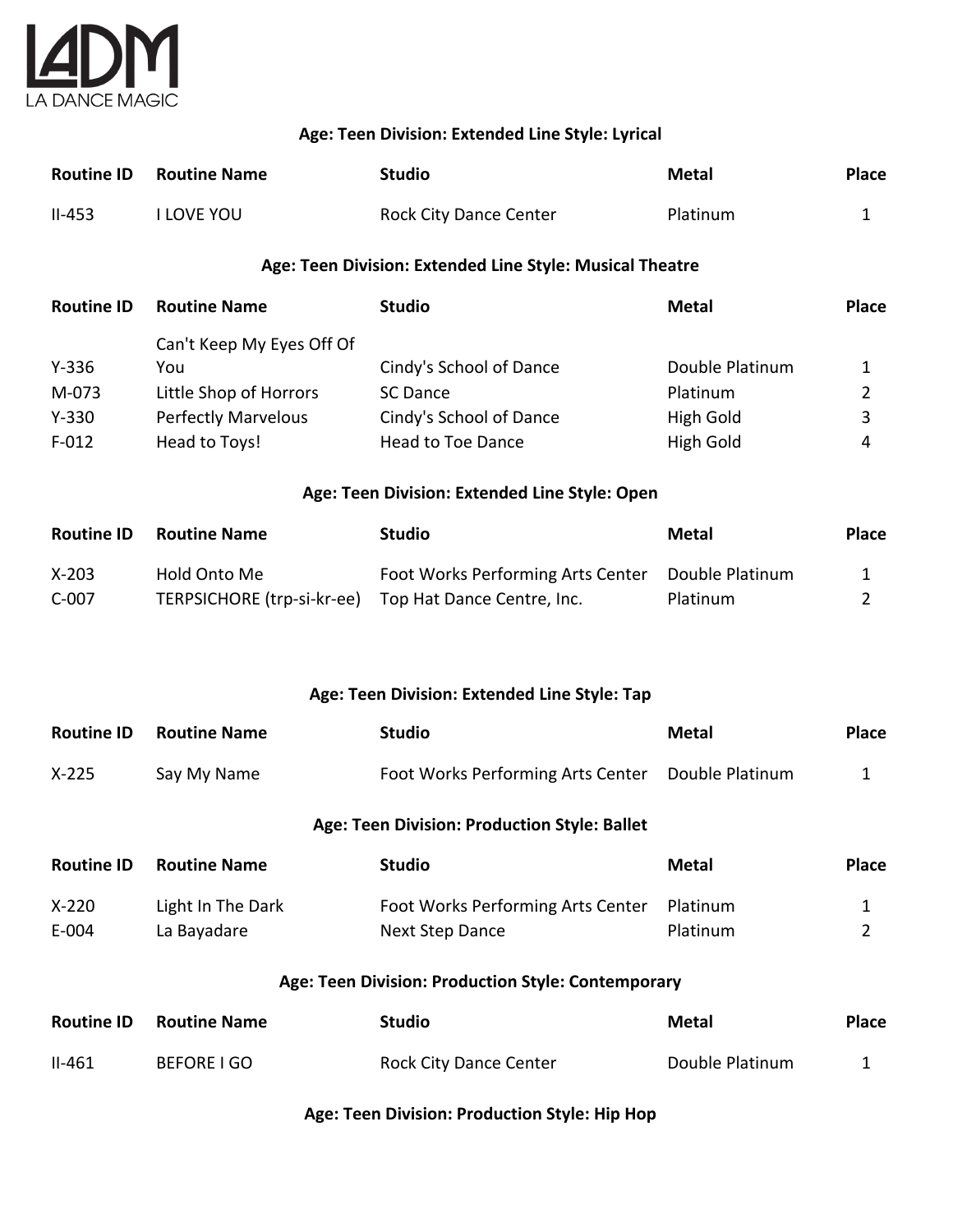LADM
LA DANCE MAGIC

### Age: Teen Division: Extended Line Style: Lyrical

| Routine ID | Routine Name | Studio | Metal | Place |
|---|---|---|---|---|
| II-453 | I LOVE YOU | Rock City Dance Center | Platinum | 1 |

### Age: Teen Division: Extended Line Style: Musical Theatre

| Routine ID | Routine Name | Studio | Metal | Place |
|---|---|---|---|---|
| Y-336 | Can't Keep My Eyes Off Of You | Cindy's School of Dance | Double Platinum | 1 |
| M-073 | Little Shop of Horrors | SC Dance | Platinum | 2 |
| Y-330 | Perfectly Marvelous | Cindy's School of Dance | High Gold | 3 |
| F-012 | Head to Toys! | Head to Toe Dance | High Gold | 4 |

### Age: Teen Division: Extended Line Style: Open

| Routine ID | Routine Name | Studio | Metal | Place |
|---|---|---|---|---|
| X-203 | Hold Onto Me | Foot Works Performing Arts Center | Double Platinum | 1 |
| C-007 | TERPSICHORE (trp-si-kr-ee) | Top Hat Dance Centre, Inc. | Platinum | 2 |

### Age: Teen Division: Extended Line Style: Tap

| Routine ID | Routine Name | Studio | Metal | Place |
|---|---|---|---|---|
| X-225 | Say My Name | Foot Works Performing Arts Center | Double Platinum | 1 |

### Age: Teen Division: Production Style: Ballet

| Routine ID | Routine Name | Studio | Metal | Place |
|---|---|---|---|---|
| X-220 | Light In The Dark | Foot Works Performing Arts Center | Platinum | 1 |
| E-004 | La Bayadare | Next Step Dance | Platinum | 2 |

### Age: Teen Division: Production Style: Contemporary

| Routine ID | Routine Name | Studio | Metal | Place |
|---|---|---|---|---|
| II-461 | BEFORE I GO | Rock City Dance Center | Double Platinum | 1 |

### Age: Teen Division: Production Style: Hip Hop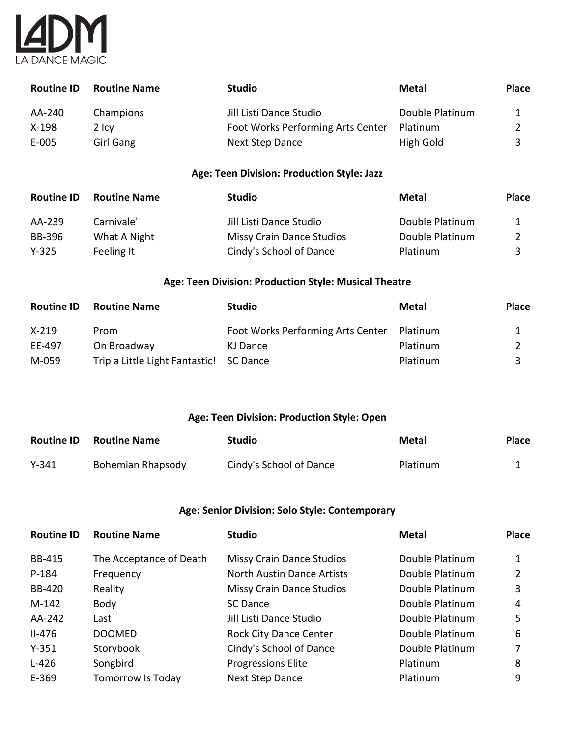LADM
LA DANCE MAGIC

| Routine ID | Routine Name | Studio | Metal | Place |
|---|---|---|---|---|
| AA-240 | Champions | Jill Listi Dance Studio | Double Platinum | 1 |
| X-198 | 2 Icy | Foot Works Performing Arts Center | Platinum | 2 |
| E-005 | Girl Gang | Next Step Dance | High Gold | 3 |

### Age: Teen Division: Production Style: Jazz

| Routine ID | Routine Name | Studio | Metal | Place |
|---|---|---|---|---|
| AA-239 | Carnivale' | Jill Listi Dance Studio | Double Platinum | 1 |
| BB-396 | What A Night | Missy Crain Dance Studios | Double Platinum | 2 |
| Y-325 | Feeling It | Cindy's School of Dance | Platinum | 3 |

### Age: Teen Division: Production Style: Musical Theatre

| Routine ID | Routine Name | Studio | Metal | Place |
|---|---|---|---|---|
| X-219 | Prom | Foot Works Performing Arts Center | Platinum | 1 |
| EE-497 | On Broadway | KJ Dance | Platinum | 2 |
| M-059 | Trip a Little Light Fantastic! | SC Dance | Platinum | 3 |

### Age: Teen Division: Production Style: Open

| Routine ID | Routine Name | Studio | Metal | Place |
|---|---|---|---|---|
| Y-341 | Bohemian Rhapsody | Cindy's School of Dance | Platinum | 1 |

### Age: Senior Division: Solo Style: Contemporary

| Routine ID | Routine Name | Studio | Metal | Place |
|---|---|---|---|---|
| BB-415 | The Acceptance of Death | Missy Crain Dance Studios | Double Platinum | 1 |
| P-184 | Frequency | North Austin Dance Artists | Double Platinum | 2 |
| BB-420 | Reality | Missy Crain Dance Studios | Double Platinum | 3 |
| M-142 | Body | SC Dance | Double Platinum | 4 |
| AA-242 | Last | Jill Listi Dance Studio | Double Platinum | 5 |
| II-476 | DOOMED | Rock City Dance Center | Double Platinum | 6 |
| Y-351 | Storybook | Cindy's School of Dance | Double Platinum | 7 |
| L-426 | Songbird | Progressions Elite | Platinum | 8 |
| E-369 | Tomorrow Is Today | Next Step Dance | Platinum | 9 |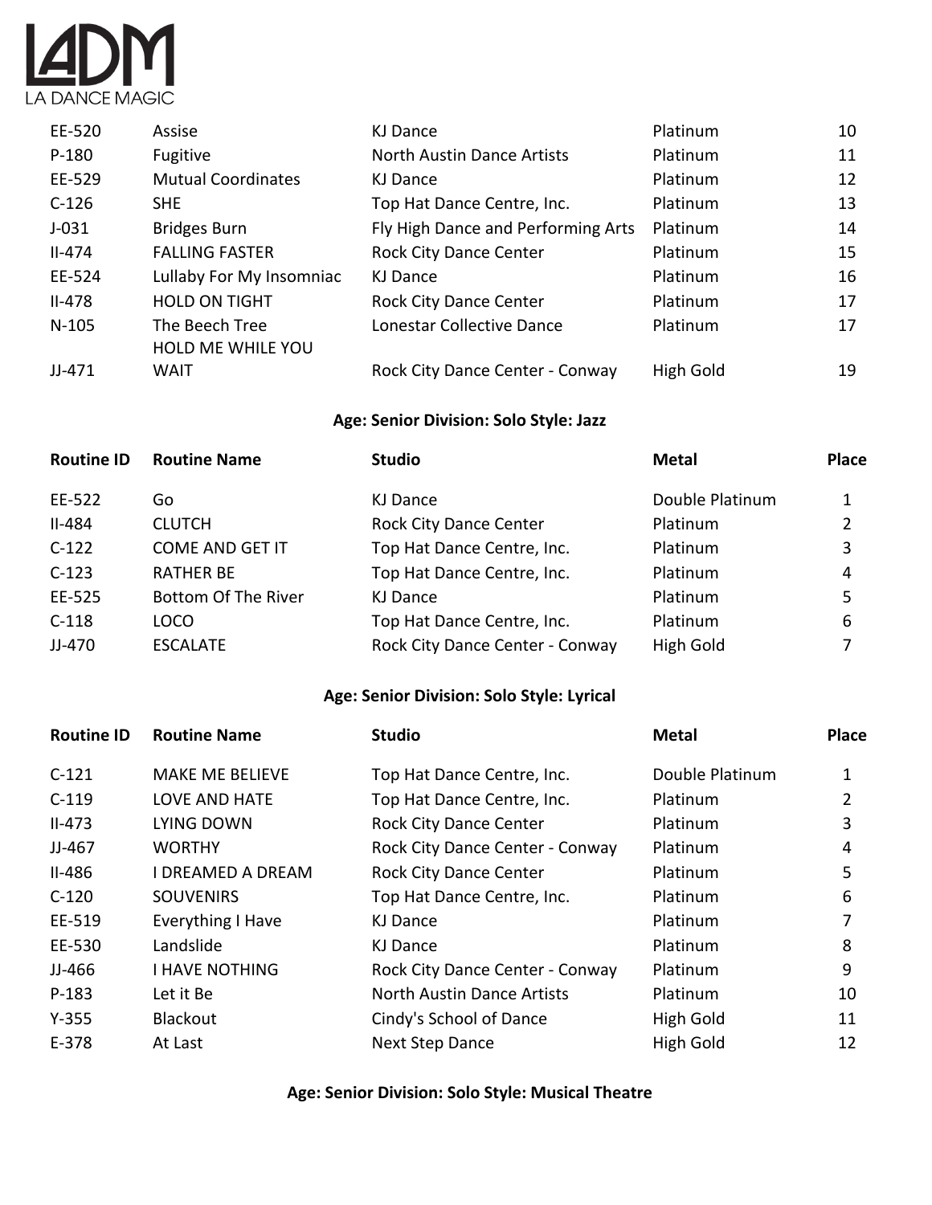| | | | | |
|---|---|---|---|---|
| EE-520 | Assise | KJ Dance | Platinum | 10 |
| P-180 | Fugitive | North Austin Dance Artists | Platinum | 11 |
| EE-529 | Mutual Coordinates | KJ Dance | Platinum | 12 |
| C-126 | SHE | Top Hat Dance Centre, Inc. | Platinum | 13 |
| J-031 | Bridges Burn | Fly High Dance and Performing Arts | Platinum | 14 |
| II-474 | FALLING FASTER | Rock City Dance Center | Platinum | 15 |
| EE-524 | Lullaby For My Insomniac | KJ Dance | Platinum | 16 |
| II-478 | HOLD ON TIGHT | Rock City Dance Center | Platinum | 17 |
| N-105 | The Beech Tree | Lonestar Collective Dance | Platinum | 17 |
| JJ-471 | HOLD ME WHILE YOU WAIT | Rock City Dance Center - Conway | High Gold | 19 |

**Age: Senior Division: Solo Style: Jazz**

| Routine ID | Routine Name | Studio | Metal | Place |
|---|---|---|---|---|
| EE-522 | Go | KJ Dance | Double Platinum | 1 |
| II-484 | CLUTCH | Rock City Dance Center | Platinum | 2 |
| C-122 | COME AND GET IT | Top Hat Dance Centre, Inc. | Platinum | 3 |
| C-123 | RATHER BE | Top Hat Dance Centre, Inc. | Platinum | 4 |
| EE-525 | Bottom Of The River | KJ Dance | Platinum | 5 |
| C-118 | LOCO | Top Hat Dance Centre, Inc. | Platinum | 6 |
| JJ-470 | ESCALATE | Rock City Dance Center - Conway | High Gold | 7 |

**Age: Senior Division: Solo Style: Lyrical**

| Routine ID | Routine Name | Studio | Metal | Place |
|---|---|---|---|---|
| C-121 | MAKE ME BELIEVE | Top Hat Dance Centre, Inc. | Double Platinum | 1 |
| C-119 | LOVE AND HATE | Top Hat Dance Centre, Inc. | Platinum | 2 |
| II-473 | LYING DOWN | Rock City Dance Center | Platinum | 3 |
| JJ-467 | WORTHY | Rock City Dance Center - Conway | Platinum | 4 |
| II-486 | I DREAMED A DREAM | Rock City Dance Center | Platinum | 5 |
| C-120 | SOUVENIRS | Top Hat Dance Centre, Inc. | Platinum | 6 |
| EE-519 | Everything I Have | KJ Dance | Platinum | 7 |
| EE-530 | Landslide | KJ Dance | Platinum | 8 |
| JJ-466 | I HAVE NOTHING | Rock City Dance Center - Conway | Platinum | 9 |
| P-183 | Let it Be | North Austin Dance Artists | Platinum | 10 |
| Y-355 | Blackout | Cindy's School of Dance | High Gold | 11 |
| E-378 | At Last | Next Step Dance | High Gold | 12 |

**Age: Senior Division: Solo Style: Musical Theatre**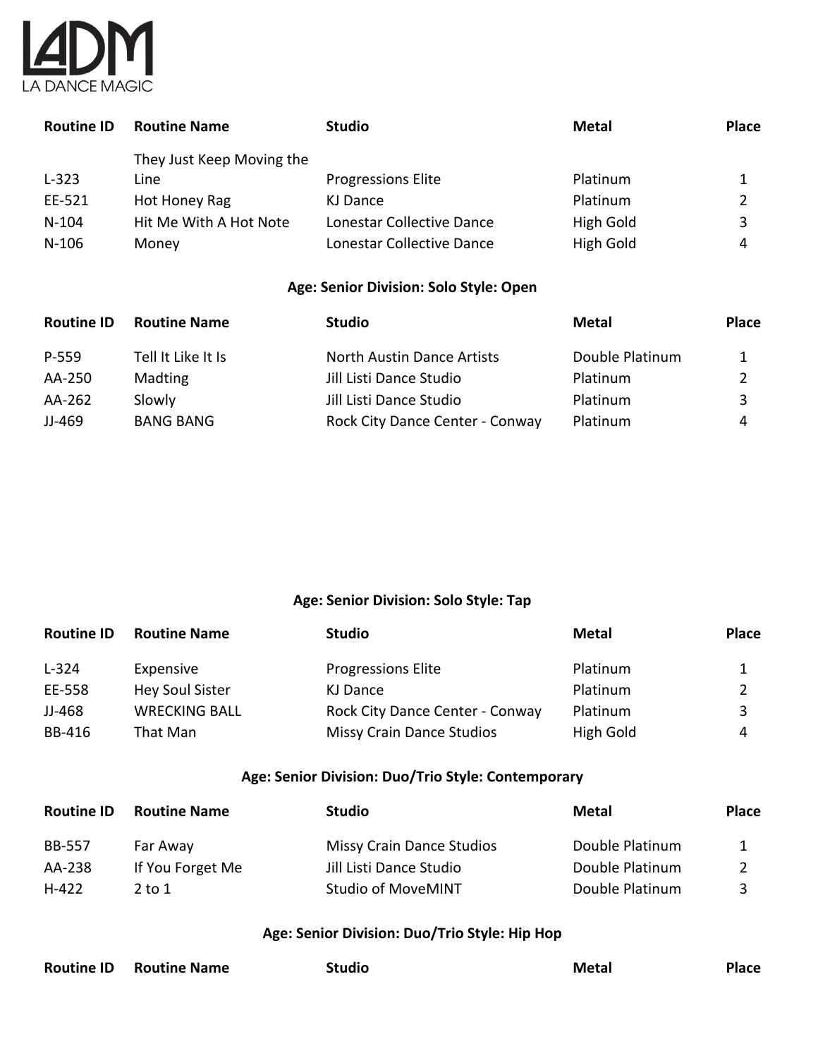| Routine ID | Routine Name | Studio | Metal | Place |
|---|---|---|---|---|
| L-323 | They Just Keep Moving the Line | Progressions Elite | Platinum | 1 |
| EE-521 | Hot Honey Rag | KJ Dance | Platinum | 2 |
| N-104 | Hit Me With A Hot Note | Lonestar Collective Dance | High Gold | 3 |
| N-106 | Money | Lonestar Collective Dance | High Gold | 4 |

**Age: Senior Division: Solo Style: Open**

| Routine ID | Routine Name | Studio | Metal | Place |
|---|---|---|---|---|
| P-559 | Tell It Like It Is | North Austin Dance Artists | Double Platinum | 1 |
| AA-250 | Madting | Jill Listi Dance Studio | Platinum | 2 |
| AA-262 | Slowly | Jill Listi Dance Studio | Platinum | 3 |
| JJ-469 | BANG BANG | Rock City Dance Center - Conway | Platinum | 4 |

**Age: Senior Division: Solo Style: Tap**

| Routine ID | Routine Name | Studio | Metal | Place |
|---|---|---|---|---|
| L-324 | Expensive | Progressions Elite | Platinum | 1 |
| EE-558 | Hey Soul Sister | KJ Dance | Platinum | 2 |
| JJ-468 | WRECKING BALL | Rock City Dance Center - Conway | Platinum | 3 |
| BB-416 | That Man | Missy Crain Dance Studios | High Gold | 4 |

**Age: Senior Division: Duo/Trio Style: Contemporary**

| Routine ID | Routine Name | Studio | Metal | Place |
|---|---|---|---|---|
| BB-557 | Far Away | Missy Crain Dance Studios | Double Platinum | 1 |
| AA-238 | If You Forget Me | Jill Listi Dance Studio | Double Platinum | 2 |
| H-422 | 2 to 1 | Studio of MoveMINT | Double Platinum | 3 |

**Age: Senior Division: Duo/Trio Style: Hip Hop**

| Routine ID | Routine Name | Studio | Metal | Place |
|---|---|---|---|---|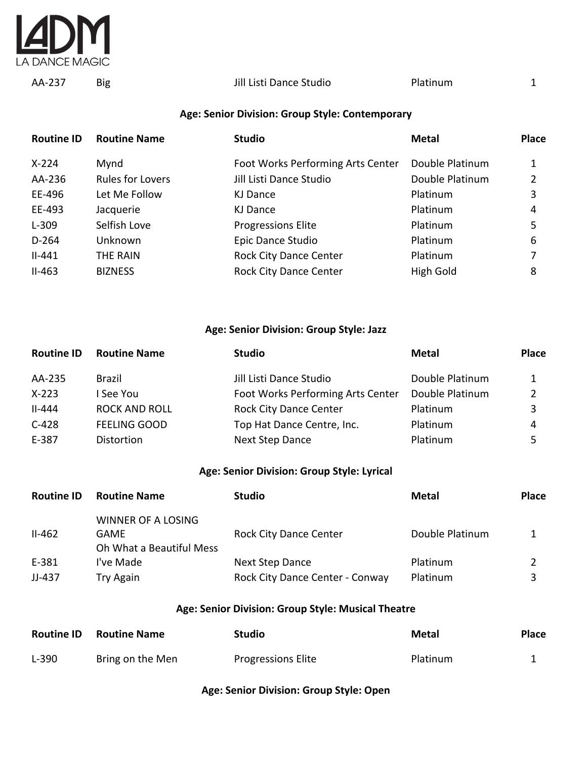| | | | | |
|---|---|---|---|---|
| AA-237 | Big | Jill Listi Dance Studio | Platinum | 1 |

**Age: Senior Division: Group Style: Contemporary**

| Routine ID | Routine Name | Studio | Metal | Place |
|---|---|---|---|---|
| X-224 | Mynd | Foot Works Performing Arts Center | Double Platinum | 1 |
| AA-236 | Rules for Lovers | Jill Listi Dance Studio | Double Platinum | 2 |
| EE-496 | Let Me Follow | KJ Dance | Platinum | 3 |
| EE-493 | Jacquerie | KJ Dance | Platinum | 4 |
| L-309 | Selfish Love | Progressions Elite | Platinum | 5 |
| D-264 | Unknown | Epic Dance Studio | Platinum | 6 |
| II-441 | THE RAIN | Rock City Dance Center | Platinum | 7 |
| II-463 | BIZNESS | Rock City Dance Center | High Gold | 8 |

**Age: Senior Division: Group Style: Jazz**

| Routine ID | Routine Name | Studio | Metal | Place |
|---|---|---|---|---|
| AA-235 | Brazil | Jill Listi Dance Studio | Double Platinum | 1 |
| X-223 | I See You | Foot Works Performing Arts Center | Double Platinum | 2 |
| II-444 | ROCK AND ROLL | Rock City Dance Center | Platinum | 3 |
| C-428 | FEELING GOOD | Top Hat Dance Centre, Inc. | Platinum | 4 |
| E-387 | Distortion | Next Step Dance | Platinum | 5 |

**Age: Senior Division: Group Style: Lyrical**

| Routine ID | Routine Name | Studio | Metal | Place |
|---|---|---|---|---|
| II-462 | WINNER OF A LOSING GAME | Rock City Dance Center | Double Platinum | 1 |
| E-381 | Oh What a Beautiful Mess I've Made | Next Step Dance | Platinum | 2 |
| JJ-437 | Try Again | Rock City Dance Center - Conway | Platinum | 3 |

**Age: Senior Division: Group Style: Musical Theatre**

| Routine ID | Routine Name | Studio | Metal | Place |
|---|---|---|---|---|
| L-390 | Bring on the Men | Progressions Elite | Platinum | 1 |

**Age: Senior Division: Group Style: Open**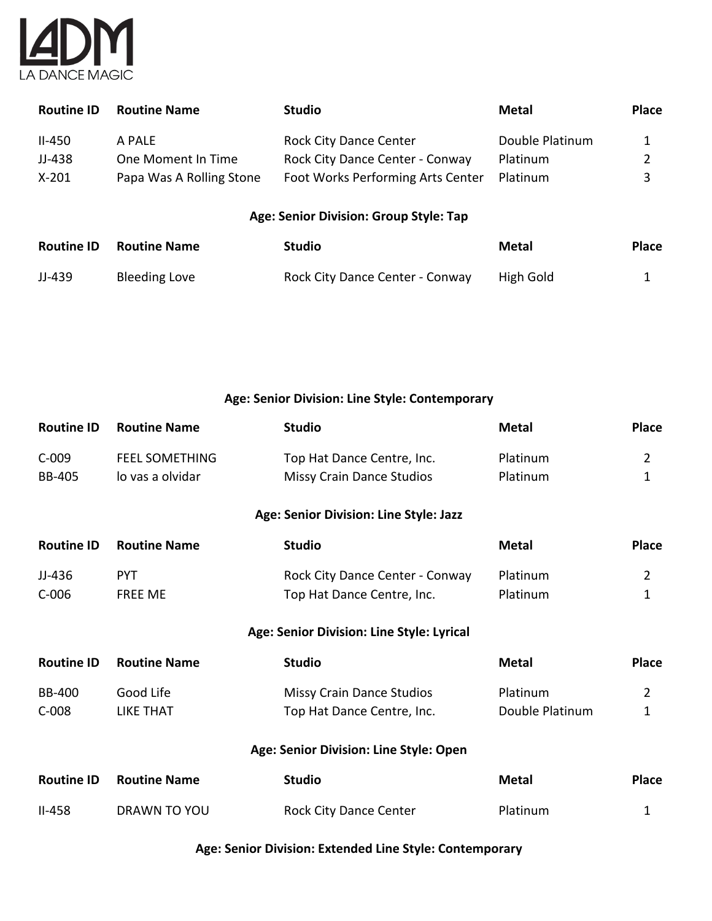LADM
LA DANCE MAGIC

| Routine ID | Routine Name | Studio | Metal | Place |
|---|---|---|---|---|
| II-450 | A PALE | Rock City Dance Center | Double Platinum | 1 |
| JJ-438 | One Moment In Time | Rock City Dance Center - Conway | Platinum | 2 |
| X-201 | Papa Was A Rolling Stone | Foot Works Performing Arts Center | Platinum | 3 |

### Age: Senior Division: Group Style: Tap

| Routine ID | Routine Name | Studio | Metal | Place |
|---|---|---|---|---|
| JJ-439 | Bleeding Love | Rock City Dance Center - Conway | High Gold | 1 |

### Age: Senior Division: Line Style: Contemporary

| Routine ID | Routine Name | Studio | Metal | Place |
|---|---|---|---|---|
| C-009 | FEEL SOMETHING | Top Hat Dance Centre, Inc. | Platinum | 2 |
| BB-405 | lo vas a olvidar | Missy Crain Dance Studios | Platinum | 1 |

### Age: Senior Division: Line Style: Jazz

| Routine ID | Routine Name | Studio | Metal | Place |
|---|---|---|---|---|
| JJ-436 | PYT | Rock City Dance Center - Conway | Platinum | 2 |
| C-006 | FREE ME | Top Hat Dance Centre, Inc. | Platinum | 1 |

### Age: Senior Division: Line Style: Lyrical

| Routine ID | Routine Name | Studio | Metal | Place |
|---|---|---|---|---|
| BB-400 | Good Life | Missy Crain Dance Studios | Platinum | 2 |
| C-008 | LIKE THAT | Top Hat Dance Centre, Inc. | Double Platinum | 1 |

### Age: Senior Division: Line Style: Open

| Routine ID | Routine Name | Studio | Metal | Place |
|---|---|---|---|---|
| II-458 | DRAWN TO YOU | Rock City Dance Center | Platinum | 1 |

### Age: Senior Division: Extended Line Style: Contemporary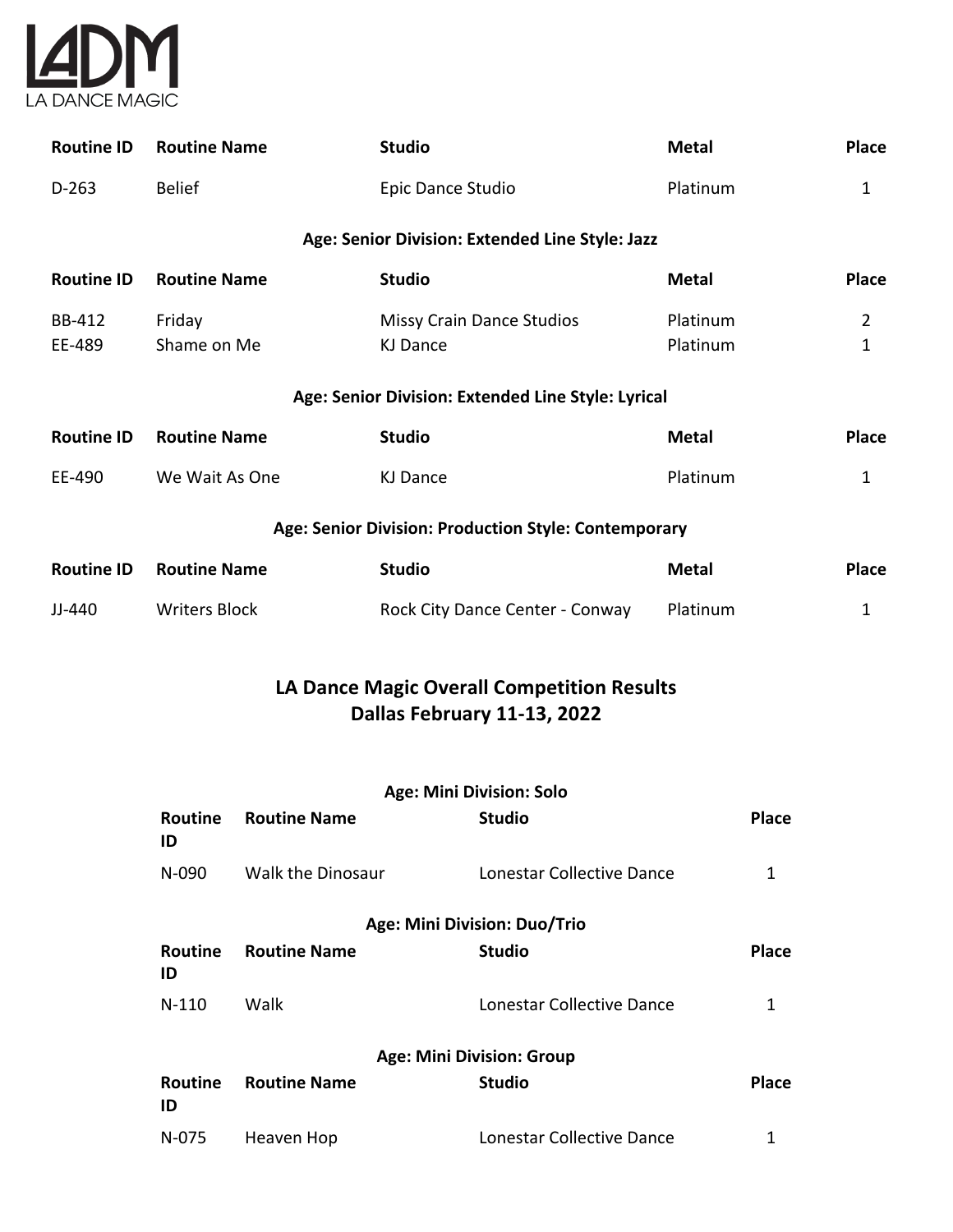LA DANCE MAGIC

| Routine ID | Routine Name | Studio | Metal | Place |
|---|---|---|---|---|
| D-263 | Belief | Epic Dance Studio | Platinum | 1 |

**Age: Senior Division: Extended Line Style: Jazz**

| Routine ID | Routine Name | Studio | Metal | Place |
|---|---|---|---|---|
| BB-412 | Friday | Missy Crain Dance Studios | Platinum | 2 |
| EE-489 | Shame on Me | KJ Dance | Platinum | 1 |

**Age: Senior Division: Extended Line Style: Lyrical**

| Routine ID | Routine Name | Studio | Metal | Place |
|---|---|---|---|---|
| EE-490 | We Wait As One | KJ Dance | Platinum | 1 |

**Age: Senior Division: Production Style: Contemporary**

| Routine ID | Routine Name | Studio | Metal | Place |
|---|---|---|---|---|
| JJ-440 | Writers Block | Rock City Dance Center - Conway | Platinum | 1 |

## LA Dance Magic Overall Competition Results
## Dallas February 11-13, 2022

**Age: Mini Division: Solo**

| Routine ID | Routine Name | Studio | Place |
|---|---|---|---|
| N-090 | Walk the Dinosaur | Lonestar Collective Dance | 1 |

**Age: Mini Division: Duo/Trio**

| Routine ID | Routine Name | Studio | Place |
|---|---|---|---|
| N-110 | Walk | Lonestar Collective Dance | 1 |

**Age: Mini Division: Group**

| Routine ID | Routine Name | Studio | Place |
|---|---|---|---|
| N-075 | Heaven Hop | Lonestar Collective Dance | 1 |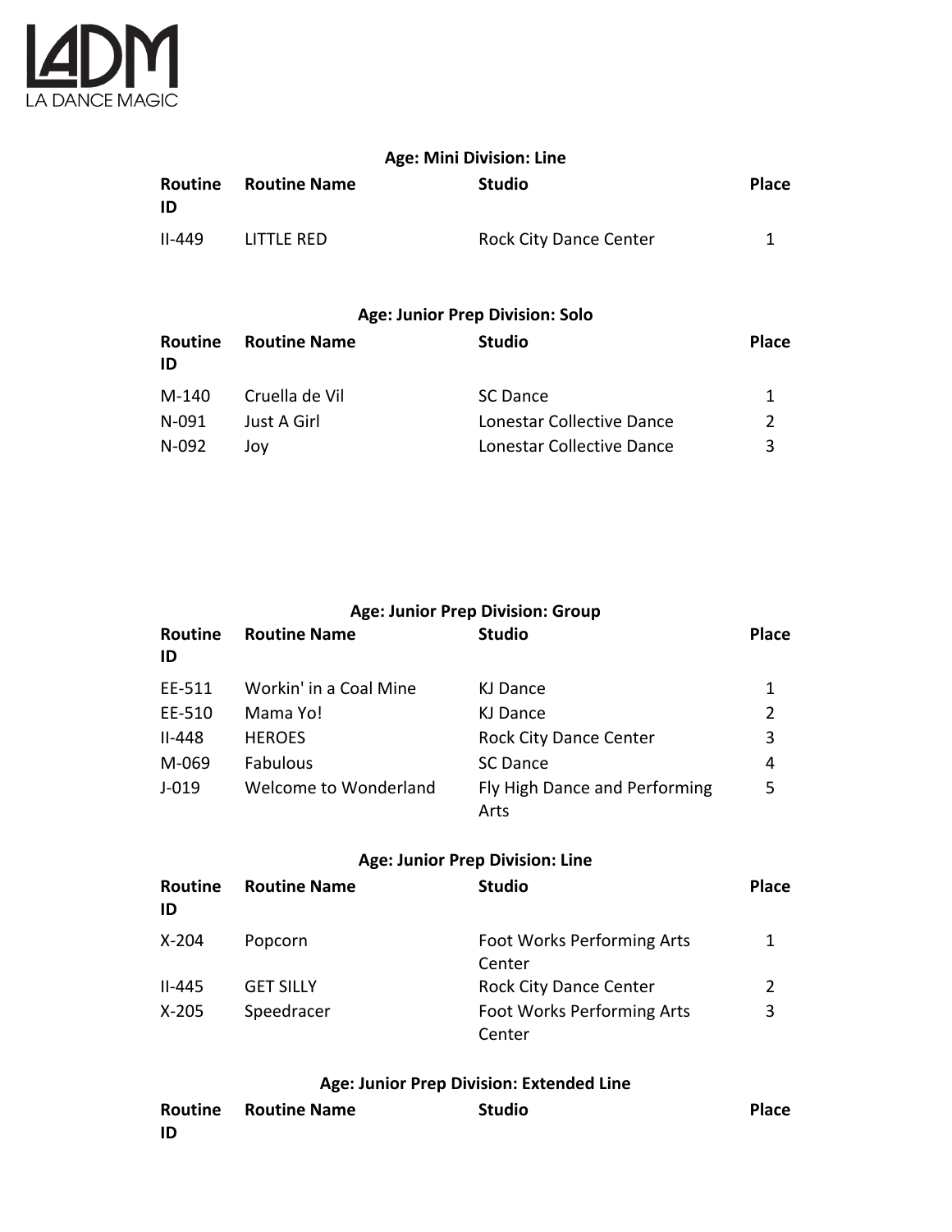### Age: Mini Division: Line

| Routine ID | Routine Name | Studio | Place |
|---|---|---|---|
| II-449 | LITTLE RED | Rock City Dance Center | 1 |

### Age: Junior Prep Division: Solo

| Routine ID | Routine Name | Studio | Place |
|---|---|---|---|
| M-140 | Cruella de Vil | SC Dance | 1 |
| N-091 | Just A Girl | Lonestar Collective Dance | 2 |
| N-092 | Joy | Lonestar Collective Dance | 3 |

### Age: Junior Prep Division: Group

| Routine ID | Routine Name | Studio | Place |
|---|---|---|---|
| EE-511 | Workin' in a Coal Mine | KJ Dance | 1 |
| EE-510 | Mama Yo! | KJ Dance | 2 |
| II-448 | HEROES | Rock City Dance Center | 3 |
| M-069 | Fabulous | SC Dance | 4 |
| J-019 | Welcome to Wonderland | Fly High Dance and Performing Arts | 5 |

### Age: Junior Prep Division: Line

| Routine ID | Routine Name | Studio | Place |
|---|---|---|---|
| X-204 | Popcorn | Foot Works Performing Arts Center | 1 |
| II-445 | GET SILLY | Rock City Dance Center | 2 |
| X-205 | Speedracer | Foot Works Performing Arts Center | 3 |

### Age: Junior Prep Division: Extended Line

| Routine ID | Routine Name | Studio | Place |
|---|---|---|---|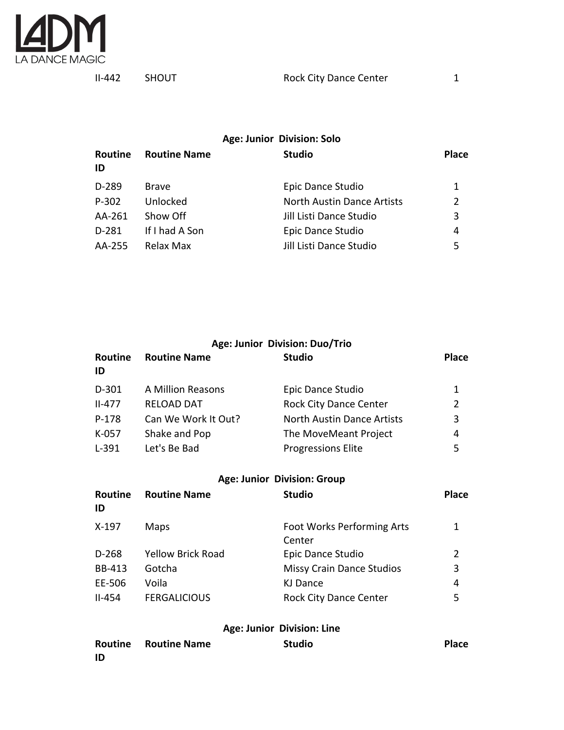| II-442 | SHOUT | Rock City Dance Center | 1 |
|---|---|---|---|

**Age: Junior Division: Solo**

| Routine ID | Routine Name | Studio | Place |
|---|---|---|---|
| D-289 | Brave | Epic Dance Studio | 1 |
| P-302 | Unlocked | North Austin Dance Artists | 2 |
| AA-261 | Show Off | Jill Listi Dance Studio | 3 |
| D-281 | If I had A Son | Epic Dance Studio | 4 |
| AA-255 | Relax Max | Jill Listi Dance Studio | 5 |

**Age: Junior Division: Duo/Trio**

| Routine ID | Routine Name | Studio | Place |
|---|---|---|---|
| D-301 | A Million Reasons | Epic Dance Studio | 1 |
| II-477 | RELOAD DAT | Rock City Dance Center | 2 |
| P-178 | Can We Work It Out? | North Austin Dance Artists | 3 |
| K-057 | Shake and Pop | The MoveMeant Project | 4 |
| L-391 | Let's Be Bad | Progressions Elite | 5 |

**Age: Junior Division: Group**

| Routine ID | Routine Name | Studio | Place |
|---|---|---|---|
| X-197 | Maps | Foot Works Performing Arts Center | 1 |
| D-268 | Yellow Brick Road | Epic Dance Studio | 2 |
| BB-413 | Gotcha | Missy Crain Dance Studios | 3 |
| EE-506 | Voila | KJ Dance | 4 |
| II-454 | FERGALICIOUS | Rock City Dance Center | 5 |

**Age: Junior Division: Line**

| Routine ID | Routine Name | Studio | Place |
|---|---|---|---|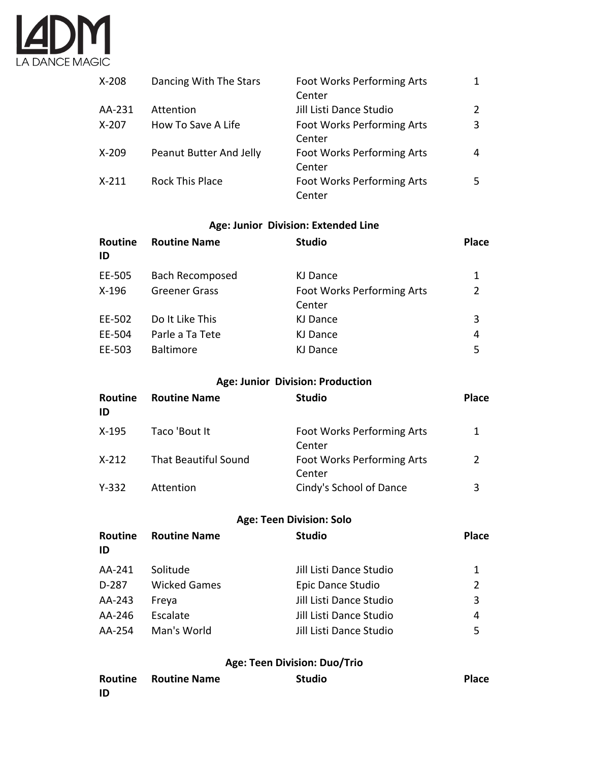| Routine ID | Routine Name | Studio | Place |
| --- | --- | --- | --- |
| X-208 | Dancing With The Stars | Foot Works Performing Arts Center | 1 |
| AA-231 | Attention | Jill Listi Dance Studio | 2 |
| X-207 | How To Save A Life | Foot Works Performing Arts Center | 3 |
| X-209 | Peanut Butter And Jelly | Foot Works Performing Arts Center | 4 |
| X-211 | Rock This Place | Foot Works Performing Arts Center | 5 |

### Age: Junior Division: Extended Line

| Routine ID | Routine Name | Studio | Place |
| --- | --- | --- | --- |
| EE-505 | Bach Recomposed | KJ Dance | 1 |
| X-196 | Greener Grass | Foot Works Performing Arts Center | 2 |
| EE-502 | Do It Like This | KJ Dance | 3 |
| EE-504 | Parle a Ta Tete | KJ Dance | 4 |
| EE-503 | Baltimore | KJ Dance | 5 |

### Age: Junior Division: Production

| Routine ID | Routine Name | Studio | Place |
| --- | --- | --- | --- |
| X-195 | Taco 'Bout It | Foot Works Performing Arts Center | 1 |
| X-212 | That Beautiful Sound | Foot Works Performing Arts Center | 2 |
| Y-332 | Attention | Cindy's School of Dance | 3 |

### Age: Teen Division: Solo

| Routine ID | Routine Name | Studio | Place |
| --- | --- | --- | --- |
| AA-241 | Solitude | Jill Listi Dance Studio | 1 |
| D-287 | Wicked Games | Epic Dance Studio | 2 |
| AA-243 | Freya | Jill Listi Dance Studio | 3 |
| AA-246 | Escalate | Jill Listi Dance Studio | 4 |
| AA-254 | Man's World | Jill Listi Dance Studio | 5 |

### Age: Teen Division: Duo/Trio

| Routine ID | Routine Name | Studio | Place |
| --- | --- | --- | --- |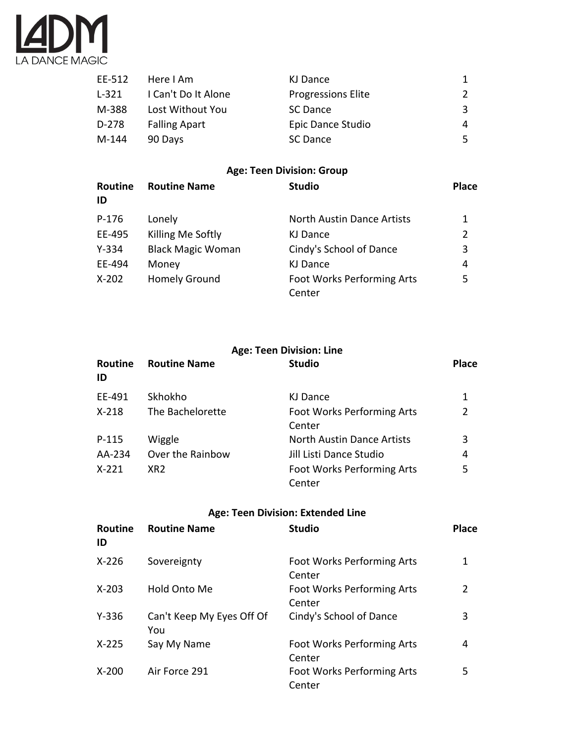| Routine ID | Routine Name | Studio | Place |
|---|---|---|---|
| EE-512 | Here I Am | KJ Dance | 1 |
| L-321 | I Can't Do It Alone | Progressions Elite | 2 |
| M-388 | Lost Without You | SC Dance | 3 |
| D-278 | Falling Apart | Epic Dance Studio | 4 |
| M-144 | 90 Days | SC Dance | 5 |

### Age: Teen Division: Group

| Routine ID | Routine Name | Studio | Place |
|---|---|---|---|
| P-176 | Lonely | North Austin Dance Artists | 1 |
| EE-495 | Killing Me Softly | KJ Dance | 2 |
| Y-334 | Black Magic Woman | Cindy's School of Dance | 3 |
| EE-494 | Money | KJ Dance | 4 |
| X-202 | Homely Ground | Foot Works Performing Arts Center | 5 |

### Age: Teen Division: Line

| Routine ID | Routine Name | Studio | Place |
|---|---|---|---|
| EE-491 | Skhokho | KJ Dance | 1 |
| X-218 | The Bachelorette | Foot Works Performing Arts Center | 2 |
| P-115 | Wiggle | North Austin Dance Artists | 3 |
| AA-234 | Over the Rainbow | Jill Listi Dance Studio | 4 |
| X-221 | XR2 | Foot Works Performing Arts Center | 5 |

### Age: Teen Division: Extended Line

| Routine ID | Routine Name | Studio | Place |
|---|---|---|---|
| X-226 | Sovereignty | Foot Works Performing Arts Center | 1 |
| X-203 | Hold Onto Me | Foot Works Performing Arts Center | 2 |
| Y-336 | Can't Keep My Eyes Off Of You | Cindy's School of Dance | 3 |
| X-225 | Say My Name | Foot Works Performing Arts Center | 4 |
| X-200 | Air Force 291 | Foot Works Performing Arts Center | 5 |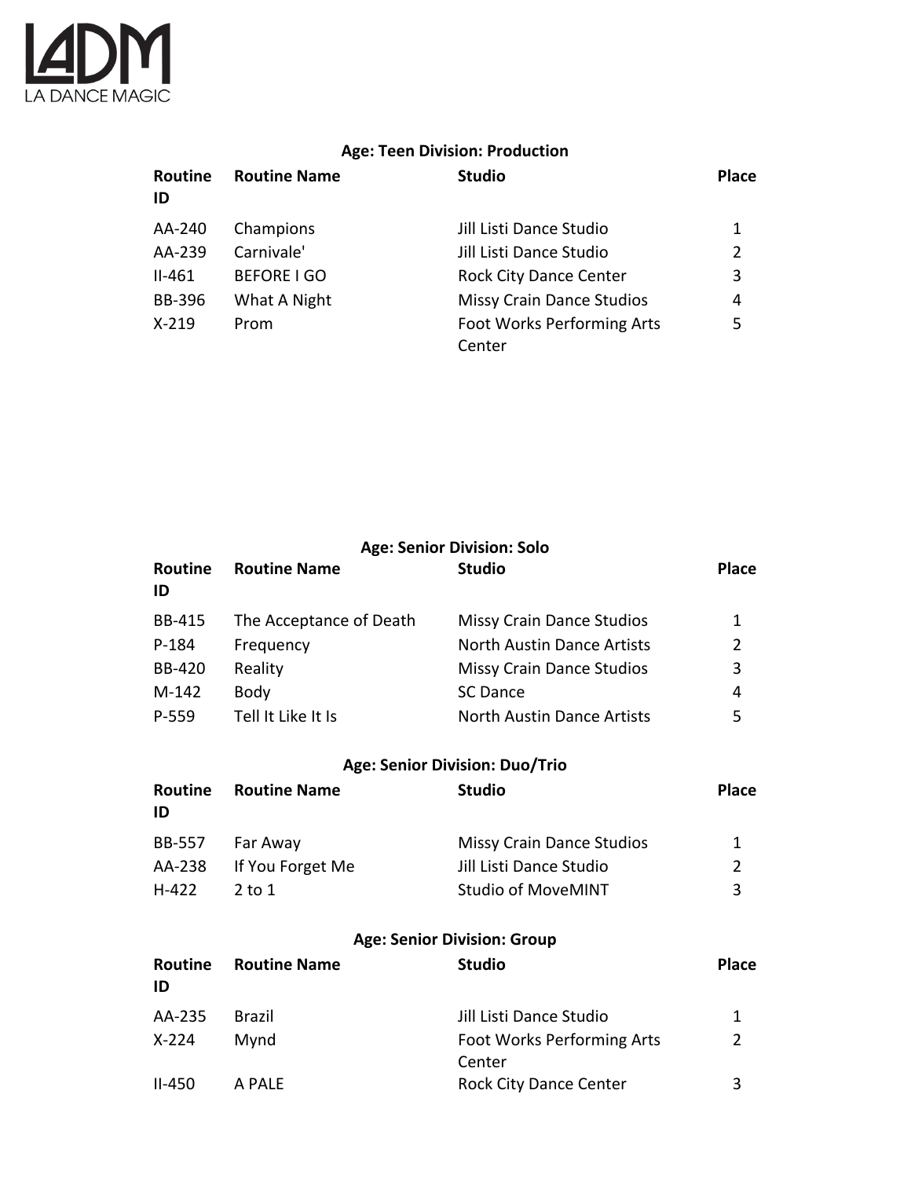LADM
LA DANCE MAGIC

### Age: Teen Division: Production

| Routine ID | Routine Name | Studio | Place |
|---|---|---|---|
| AA-240 | Champions | Jill Listi Dance Studio | 1 |
| AA-239 | Carnivale' | Jill Listi Dance Studio | 2 |
| II-461 | BEFORE I GO | Rock City Dance Center | 3 |
| BB-396 | What A Night | Missy Crain Dance Studios | 4 |
| X-219 | Prom | Foot Works Performing Arts Center | 5 |

### Age: Senior Division: Solo

| Routine ID | Routine Name | Studio | Place |
|---|---|---|---|
| BB-415 | The Acceptance of Death | Missy Crain Dance Studios | 1 |
| P-184 | Frequency | North Austin Dance Artists | 2 |
| BB-420 | Reality | Missy Crain Dance Studios | 3 |
| M-142 | Body | SC Dance | 4 |
| P-559 | Tell It Like It Is | North Austin Dance Artists | 5 |

### Age: Senior Division: Duo/Trio

| Routine ID | Routine Name | Studio | Place |
|---|---|---|---|
| BB-557 | Far Away | Missy Crain Dance Studios | 1 |
| AA-238 | If You Forget Me | Jill Listi Dance Studio | 2 |
| H-422 | 2 to 1 | Studio of MoveMINT | 3 |

### Age: Senior Division: Group

| Routine ID | Routine Name | Studio | Place |
|---|---|---|---|
| AA-235 | Brazil | Jill Listi Dance Studio | 1 |
| X-224 | Mynd | Foot Works Performing Arts Center | 2 |
| II-450 | A PALE | Rock City Dance Center | 3 |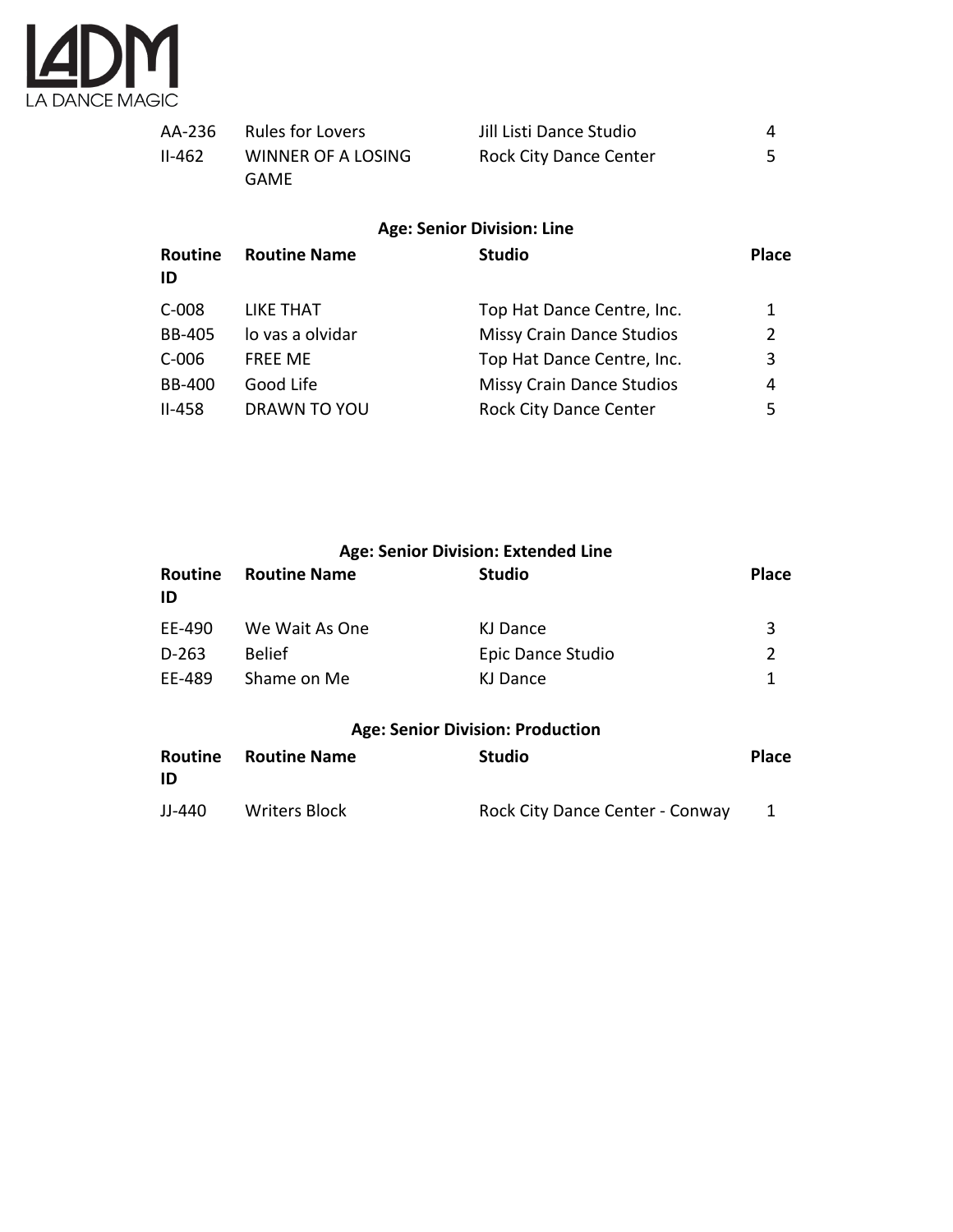| | | | |
|---|---|---|---|
| AA-236 | Rules for Lovers | Jill Listi Dance Studio | 4 |
| II-462 | WINNER OF A LOSING GAME | Rock City Dance Center | 5 |

### Age: Senior Division: Line

| Routine ID | Routine Name | Studio | Place |
|---|---|---|---|
| C-008 | LIKE THAT | Top Hat Dance Centre, Inc. | 1 |
| BB-405 | lo vas a olvidar | Missy Crain Dance Studios | 2 |
| C-006 | FREE ME | Top Hat Dance Centre, Inc. | 3 |
| BB-400 | Good Life | Missy Crain Dance Studios | 4 |
| II-458 | DRAWN TO YOU | Rock City Dance Center | 5 |

### Age: Senior Division: Extended Line

| Routine ID | Routine Name | Studio | Place |
|---|---|---|---|
| EE-490 | We Wait As One | KJ Dance | 3 |
| D-263 | Belief | Epic Dance Studio | 2 |
| EE-489 | Shame on Me | KJ Dance | 1 |

### Age: Senior Division: Production

| Routine ID | Routine Name | Studio | Place |
|---|---|---|---|
| JJ-440 | Writers Block | Rock City Dance Center - Conway | 1 |